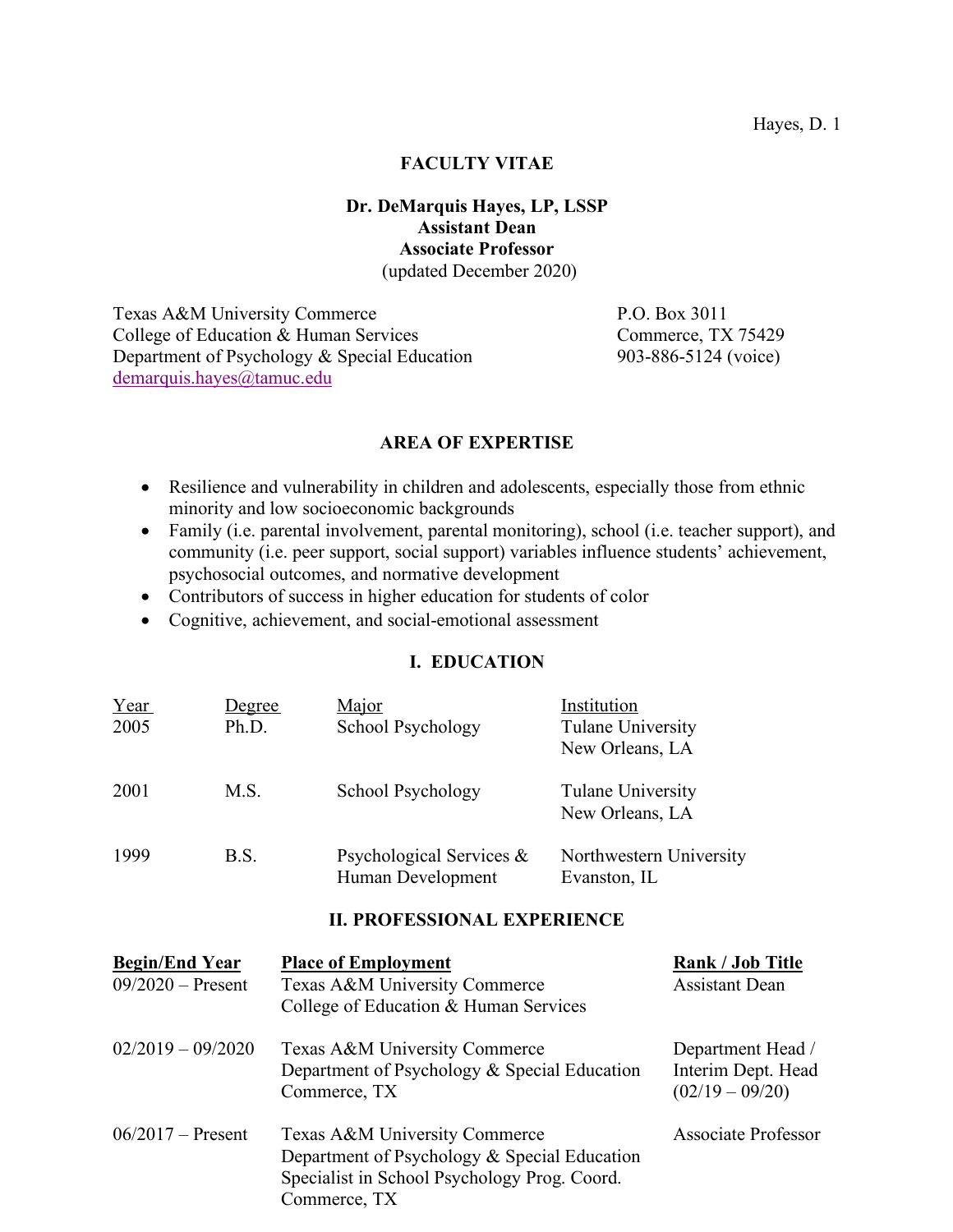# FACULTY VITAE

**Dr. DeMarquis Hayes, LP, LSSP**
**Assistant Dean**
**Associate Professor**
(updated December 2020)

Texas A&M University Commerce
College of Education & Human Services
Department of Psychology & Special Education
demarquis.hayes@tamuc.edu

P.O. Box 3011
Commerce, TX 75429
903-886-5124 (voice)

## AREA OF EXPERTISE

- Resilience and vulnerability in children and adolescents, especially those from ethnic minority and low socioeconomic backgrounds
- Family (i.e. parental involvement, parental monitoring), school (i.e. teacher support), and community (i.e. peer support, social support) variables influence students' achievement, psychosocial outcomes, and normative development
- Contributors of success in higher education for students of color
- Cognitive, achievement, and social-emotional assessment

## I. EDUCATION

| Year | Degree | Major | Institution |
|---|---|---|---|
| 2005 | Ph.D. | School Psychology | Tulane University<br>New Orleans, LA |
| 2001 | M.S. | School Psychology | Tulane University<br>New Orleans, LA |
| 1999 | B.S. | Psychological Services & Human Development | Northwestern University<br>Evanston, IL |

## II. PROFESSIONAL EXPERIENCE

| Begin/End Year | Place of Employment | Rank / Job Title |
|---|---|---|
| 09/2020 – Present | Texas A&M University Commerce<br>College of Education & Human Services | Assistant Dean |
| 02/2019 – 09/2020 | Texas A&M University Commerce<br>Department of Psychology & Special Education<br>Commerce, TX | Department Head /<br>Interim Dept. Head<br>(02/19 – 09/20) |
| 06/2017 – Present | Texas A&M University Commerce<br>Department of Psychology & Special Education<br>Specialist in School Psychology Prog. Coord.<br>Commerce, TX | Associate Professor |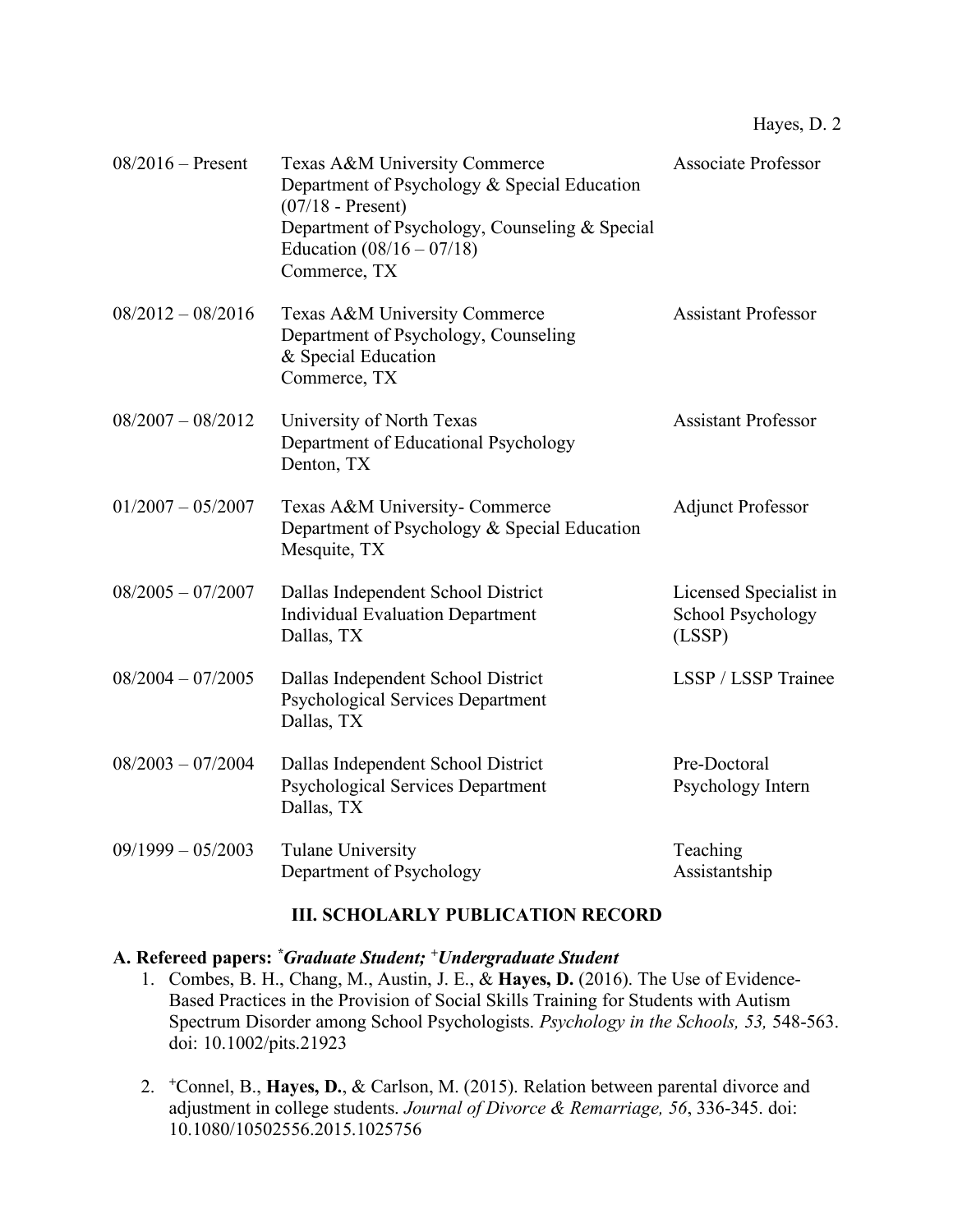| | | |
|---|---|---|
| 08/2016 – Present | Texas A&M University Commerce<br>Department of Psychology & Special Education (07/18 - Present)<br>Department of Psychology, Counseling & Special Education (08/16 – 07/18)<br>Commerce, TX | Associate Professor |
| 08/2012 – 08/2016 | Texas A&M University Commerce<br>Department of Psychology, Counseling & Special Education<br>Commerce, TX | Assistant Professor |
| 08/2007 – 08/2012 | University of North Texas<br>Department of Educational Psychology<br>Denton, TX | Assistant Professor |
| 01/2007 – 05/2007 | Texas A&M University- Commerce<br>Department of Psychology & Special Education<br>Mesquite, TX | Adjunct Professor |
| 08/2005 – 07/2007 | Dallas Independent School District<br>Individual Evaluation Department<br>Dallas, TX | Licensed Specialist in School Psychology (LSSP) |
| 08/2004 – 07/2005 | Dallas Independent School District<br>Psychological Services Department<br>Dallas, TX | LSSP / LSSP Trainee |
| 08/2003 – 07/2004 | Dallas Independent School District<br>Psychological Services Department<br>Dallas, TX | Pre-Doctoral Psychology Intern |
| 09/1999 – 05/2003 | Tulane University<br>Department of Psychology | Teaching Assistantship |

## III. SCHOLARLY PUBLICATION RECORD

### A. Refereed papers: *[*]Graduate Student; [+]Undergraduate Student*

1. Combes, B. H., Chang, M., Austin, J. E., & **Hayes, D.** (2016). The Use of Evidence-Based Practices in the Provision of Social Skills Training for Students with Autism Spectrum Disorder among School Psychologists. *Psychology in the Schools, 53,* 548-563. doi: 10.1002/pits.21923

2. [+]Connel, B., **Hayes, D.**, & Carlson, M. (2015). Relation between parental divorce and adjustment in college students. *Journal of Divorce & Remarriage, 56*, 336-345. doi: 10.1080/10502556.2015.1025756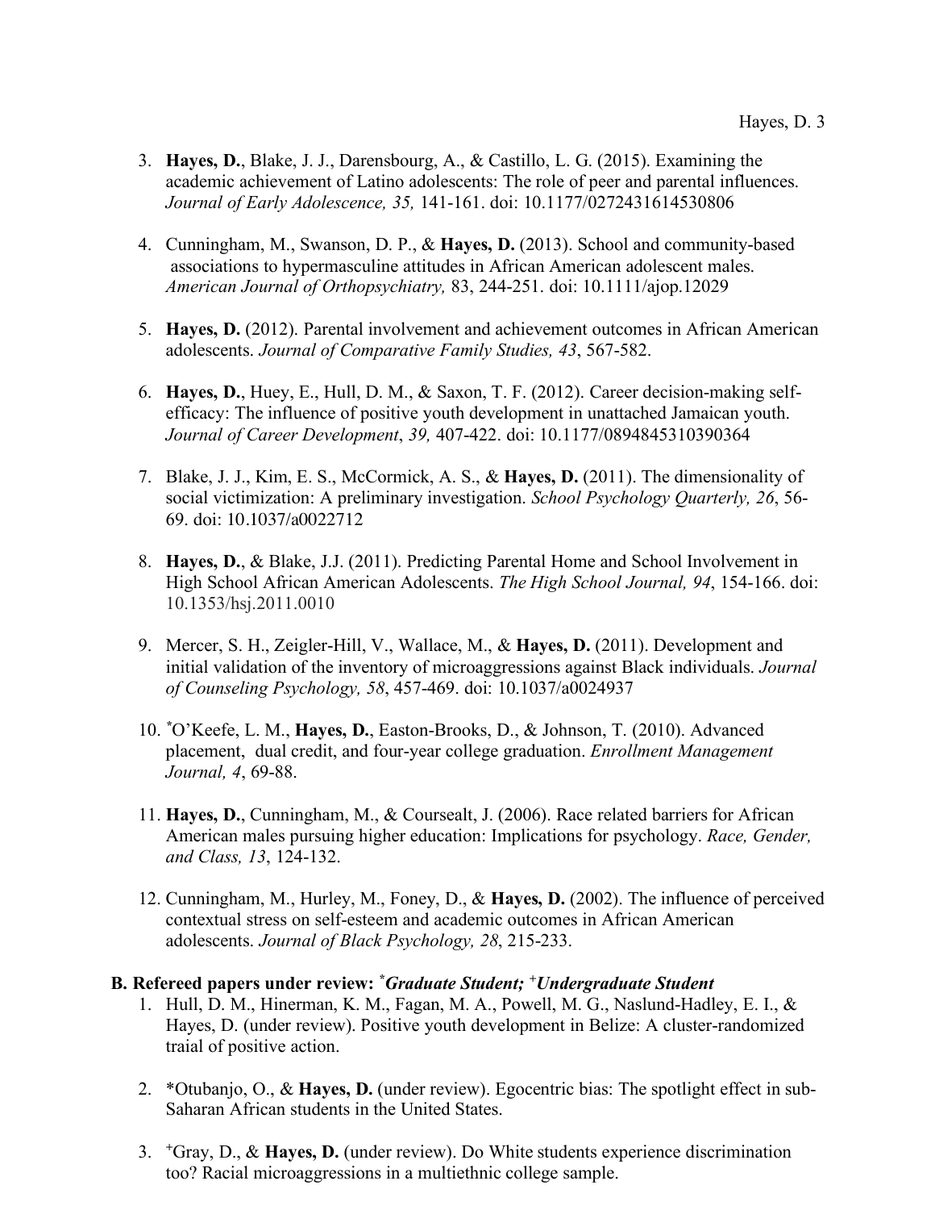3. **Hayes, D.**, Blake, J. J., Darensbourg, A., & Castillo, L. G. (2015). Examining the academic achievement of Latino adolescents: The role of peer and parental influences. *Journal of Early Adolescence, 35,* 141-161. doi: 10.1177/0272431614530806

4. Cunningham, M., Swanson, D. P., & **Hayes, D.** (2013). School and community-based associations to hypermasculine attitudes in African American adolescent males. *American Journal of Orthopsychiatry,* 83, 244-251. doi: 10.1111/ajop.12029

5. **Hayes, D.** (2012). Parental involvement and achievement outcomes in African American adolescents. *Journal of Comparative Family Studies, 43*, 567-582.

6. **Hayes, D.**, Huey, E., Hull, D. M., & Saxon, T. F. (2012). Career decision-making self-efficacy: The influence of positive youth development in unattached Jamaican youth. *Journal of Career Development*, *39,* 407-422. doi: 10.1177/0894845310390364

7. Blake, J. J., Kim, E. S., McCormick, A. S., & **Hayes, D.** (2011). The dimensionality of social victimization: A preliminary investigation. *School Psychology Quarterly, 26*, 56-69. doi: 10.1037/a0022712

8. **Hayes, D.**, & Blake, J.J. (2011). Predicting Parental Home and School Involvement in High School African American Adolescents. *The High School Journal, 94*, 154-166. doi: 10.1353/hsj.2011.0010

9. Mercer, S. H., Zeigler-Hill, V., Wallace, M., & **Hayes, D.** (2011). Development and initial validation of the inventory of microaggressions against Black individuals. *Journal of Counseling Psychology, 58*, 457-469. doi: 10.1037/a0024937

10. *O'Keefe, L. M., **Hayes, D.**, Easton-Brooks, D., & Johnson, T. (2010). Advanced placement, dual credit, and four-year college graduation. *Enrollment Management Journal, 4*, 69-88.

11. **Hayes, D.**, Cunningham, M., & Courseault, J. (2006). Race related barriers for African American males pursuing higher education: Implications for psychology. *Race, Gender, and Class, 13*, 124-132.

12. Cunningham, M., Hurley, M., Foney, D., & **Hayes, D.** (2002). The influence of perceived contextual stress on self-esteem and academic outcomes in African American adolescents. *Journal of Black Psychology, 28*, 215-233.

**B. Refereed papers under review: *\*Graduate Student; +Undergraduate Student***

1. Hull, D. M., Hinerman, K. M., Fagan, M. A., Powell, M. G., Naslund-Hadley, E. I., & Hayes, D. (under review). Positive youth development in Belize: A cluster-randomized traial of positive action.

2. *Otubanjo, O., & **Hayes, D.** (under review). Egocentric bias: The spotlight effect in sub-Saharan African students in the United States.

3. +Gray, D., & **Hayes, D.** (under review). Do White students experience discrimination too? Racial microaggressions in a multiethnic college sample.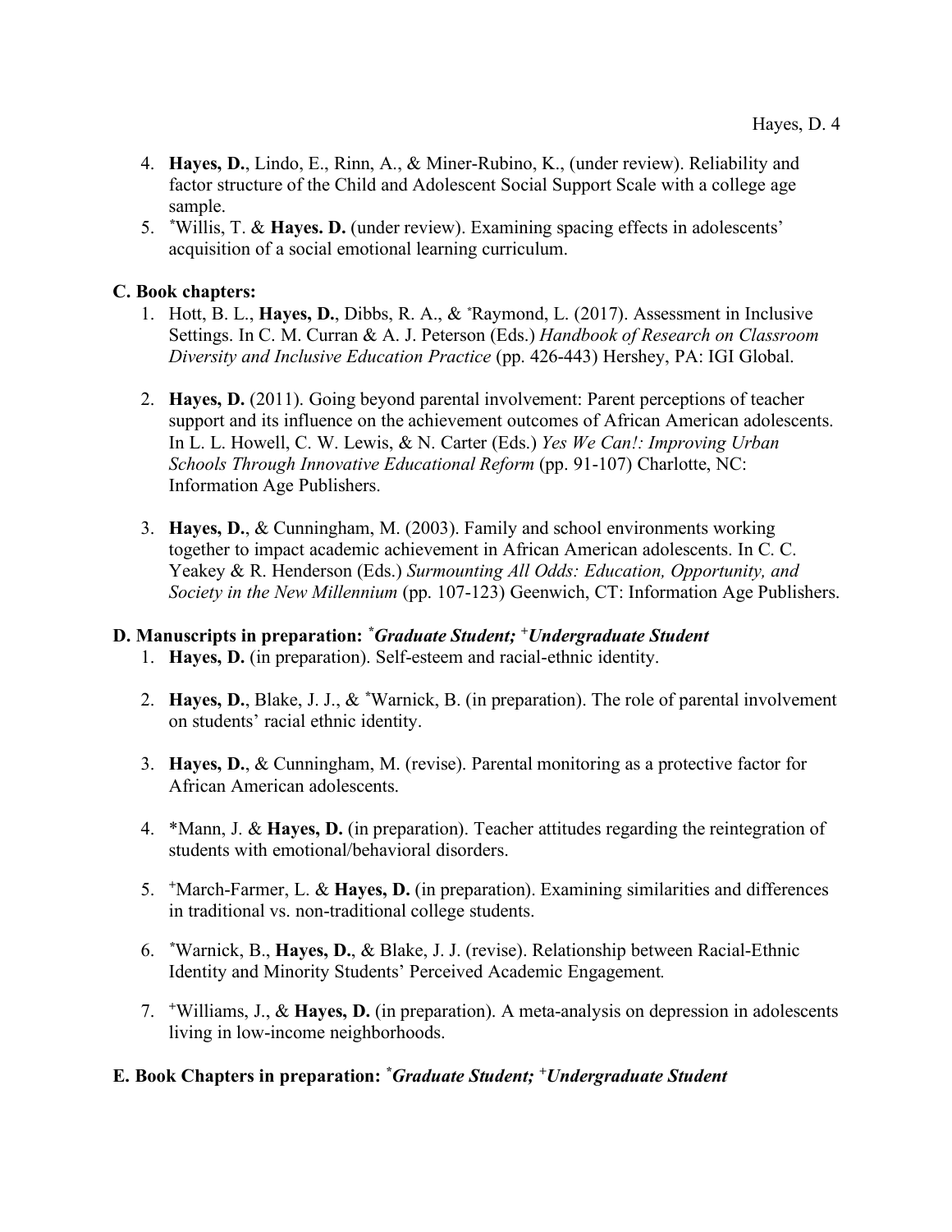4. **Hayes, D.**, Lindo, E., Rinn, A., & Miner-Rubino, K., (under review). Reliability and factor structure of the Child and Adolescent Social Support Scale with a college age sample.
5. *Willis, T. & **Hayes. D.** (under review). Examining spacing effects in adolescents' acquisition of a social emotional learning curriculum.

**C. Book chapters:**

1. Hott, B. L., **Hayes, D.**, Dibbs, R. A., & *Raymond, L. (2017). Assessment in Inclusive Settings. In C. M. Curran & A. J. Peterson (Eds.) *Handbook of Research on Classroom Diversity and Inclusive Education Practice* (pp. 426-443) Hershey, PA: IGI Global.

2. **Hayes, D.** (2011). Going beyond parental involvement: Parent perceptions of teacher support and its influence on the achievement outcomes of African American adolescents. In L. L. Howell, C. W. Lewis, & N. Carter (Eds.) *Yes We Can!: Improving Urban Schools Through Innovative Educational Reform* (pp. 91-107) Charlotte, NC: Information Age Publishers.

3. **Hayes, D.**, & Cunningham, M. (2003). Family and school environments working together to impact academic achievement in African American adolescents. In C. C. Yeakey & R. Henderson (Eds.) *Surmounting All Odds: Education, Opportunity, and Society in the New Millennium* (pp. 107-123) Geenwich, CT: Information Age Publishers.

**D. Manuscripts in preparation: *\*Graduate Student; +Undergraduate Student***

1. **Hayes, D.** (in preparation). Self-esteem and racial-ethnic identity.

2. **Hayes, D.**, Blake, J. J., & *Warnick, B. (in preparation). The role of parental involvement on students' racial ethnic identity.

3. **Hayes, D.**, & Cunningham, M. (revise). Parental monitoring as a protective factor for African American adolescents.

4. *Mann, J. & **Hayes, D.** (in preparation). Teacher attitudes regarding the reintegration of students with emotional/behavioral disorders.

5. +March-Farmer, L. & **Hayes, D.** (in preparation). Examining similarities and differences in traditional vs. non-traditional college students.

6. *Warnick, B., **Hayes, D.**, & Blake, J. J. (revise). Relationship between Racial-Ethnic Identity and Minority Students' Perceived Academic Engagement*.*

7. +Williams, J., & **Hayes, D.** (in preparation). A meta-analysis on depression in adolescents living in low-income neighborhoods.

**E. Book Chapters in preparation: *\*Graduate Student; +Undergraduate Student***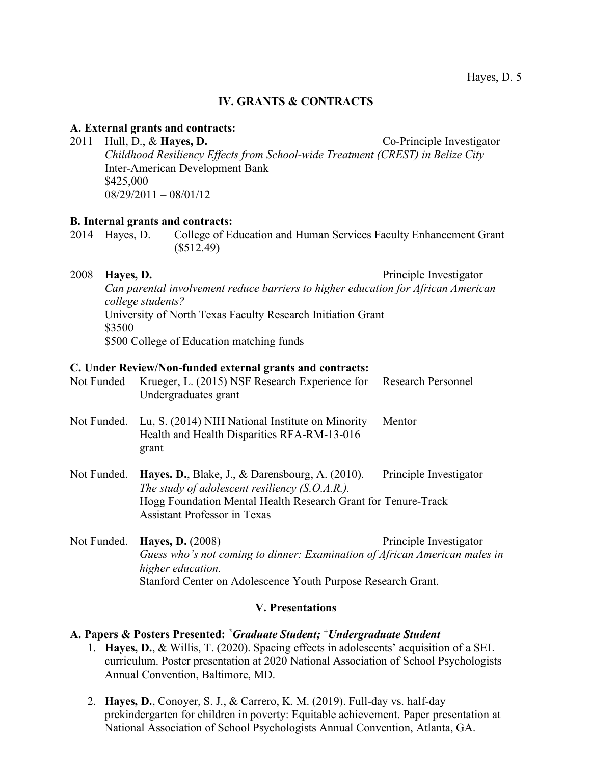## IV. GRANTS & CONTRACTS

**A. External grants and contracts:**

2011 Hull, D., & **Hayes, D.** Co-Principle Investigator
*Childhood Resiliency Effects from School-wide Treatment (CREST) in Belize City*
Inter-American Development Bank
$425,000
08/29/2011 – 08/01/12

**B. Internal grants and contracts:**

2014 Hayes, D. College of Education and Human Services Faculty Enhancement Grant ($512.49)

2008 **Hayes, D.** Principle Investigator
*Can parental involvement reduce barriers to higher education for African American college students?*
University of North Texas Faculty Research Initiation Grant
$3500
$500 College of Education matching funds

**C. Under Review/Non-funded external grants and contracts:**

Not Funded Krueger, L. (2015) NSF Research Experience for Undergraduates grant — Research Personnel

Not Funded. Lu, S. (2014) NIH National Institute on Minority Health and Health Disparities RFA-RM-13-016 grant — Mentor

Not Funded. **Hayes. D.**, Blake, J., & Darensbourg, A. (2010). Principle Investigator
*The study of adolescent resiliency (S.O.A.R.).*
Hogg Foundation Mental Health Research Grant for Tenure-Track Assistant Professor in Texas

Not Funded. **Hayes, D.** (2008) Principle Investigator
*Guess who's not coming to dinner: Examination of African American males in higher education.*
Stanford Center on Adolescence Youth Purpose Research Grant.

## V. Presentations

**A. Papers & Posters Presented:** *****\*Graduate Student; +Undergraduate Student*****

1. **Hayes, D.**, & Willis, T. (2020). Spacing effects in adolescents' acquisition of a SEL curriculum. Poster presentation at 2020 National Association of School Psychologists Annual Convention, Baltimore, MD.

2. **Hayes, D.**, Conoyer, S. J., & Carrero, K. M. (2019). Full-day vs. half-day prekindergarten for children in poverty: Equitable achievement. Paper presentation at National Association of School Psychologists Annual Convention, Atlanta, GA.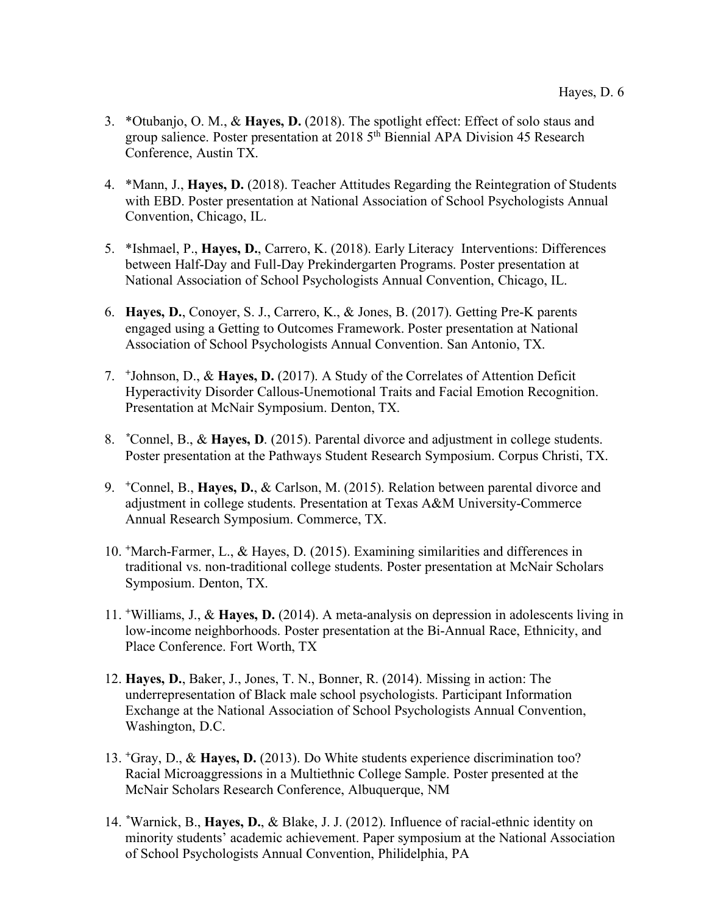3. *Otubanjo, O. M., & **Hayes, D.** (2018). The spotlight effect: Effect of solo staus and group salience. Poster presentation at 2018 5th Biennial APA Division 45 Research Conference, Austin TX.

4. *Mann, J., **Hayes, D.** (2018). Teacher Attitudes Regarding the Reintegration of Students with EBD. Poster presentation at National Association of School Psychologists Annual Convention, Chicago, IL.

5. *Ishmael, P., **Hayes, D.**, Carrero, K. (2018). Early Literacy Interventions: Differences between Half-Day and Full-Day Prekindergarten Programs. Poster presentation at National Association of School Psychologists Annual Convention, Chicago, IL.

6. **Hayes, D.**, Conoyer, S. J., Carrero, K., & Jones, B. (2017). Getting Pre-K parents engaged using a Getting to Outcomes Framework. Poster presentation at National Association of School Psychologists Annual Convention. San Antonio, TX.

7. +Johnson, D., & **Hayes, D.** (2017). A Study of the Correlates of Attention Deficit Hyperactivity Disorder Callous-Unemotional Traits and Facial Emotion Recognition. Presentation at McNair Symposium. Denton, TX.

8. *Connel, B., & **Hayes, D**. (2015). Parental divorce and adjustment in college students. Poster presentation at the Pathways Student Research Symposium. Corpus Christi, TX.

9. +Connel, B., **Hayes, D.**, & Carlson, M. (2015). Relation between parental divorce and adjustment in college students. Presentation at Texas A&M University-Commerce Annual Research Symposium. Commerce, TX.

10. +March-Farmer, L., & Hayes, D. (2015). Examining similarities and differences in traditional vs. non-traditional college students. Poster presentation at McNair Scholars Symposium. Denton, TX.

11. +Williams, J., & **Hayes, D.** (2014). A meta-analysis on depression in adolescents living in low-income neighborhoods. Poster presentation at the Bi-Annual Race, Ethnicity, and Place Conference. Fort Worth, TX

12. **Hayes, D.**, Baker, J., Jones, T. N., Bonner, R. (2014). Missing in action: The underrepresentation of Black male school psychologists. Participant Information Exchange at the National Association of School Psychologists Annual Convention, Washington, D.C.

13. +Gray, D., & **Hayes, D.** (2013). Do White students experience discrimination too? Racial Microaggressions in a Multiethnic College Sample. Poster presented at the McNair Scholars Research Conference, Albuquerque, NM

14. *Warnick, B., **Hayes, D.**, & Blake, J. J. (2012). Influence of racial-ethnic identity on minority students' academic achievement. Paper symposium at the National Association of School Psychologists Annual Convention, Philidelphia, PA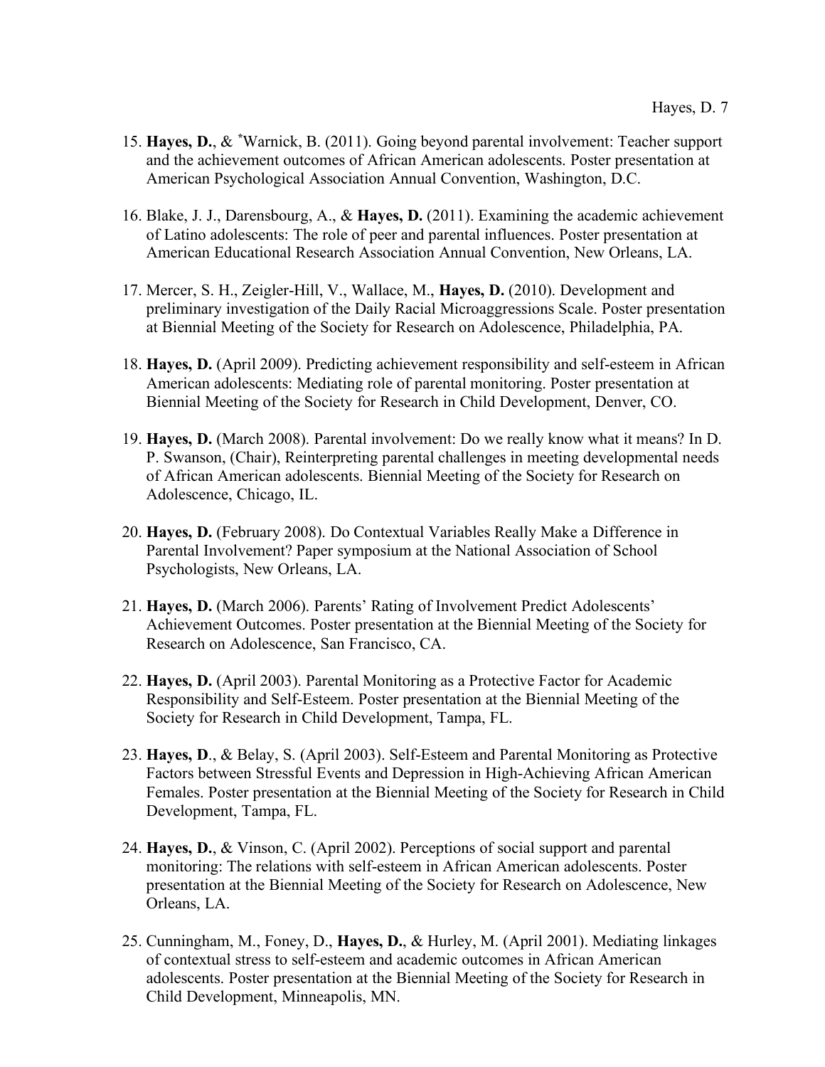15. **Hayes, D.**, & [*]Warnick, B. (2011). Going beyond parental involvement: Teacher support and the achievement outcomes of African American adolescents. Poster presentation at American Psychological Association Annual Convention, Washington, D.C.

16. Blake, J. J., Darensbourg, A., & **Hayes, D.** (2011). Examining the academic achievement of Latino adolescents: The role of peer and parental influences. Poster presentation at American Educational Research Association Annual Convention, New Orleans, LA.

17. Mercer, S. H., Zeigler-Hill, V., Wallace, M., **Hayes, D.** (2010). Development and preliminary investigation of the Daily Racial Microaggressions Scale. Poster presentation at Biennial Meeting of the Society for Research on Adolescence, Philadelphia, PA.

18. **Hayes, D.** (April 2009). Predicting achievement responsibility and self-esteem in African American adolescents: Mediating role of parental monitoring. Poster presentation at Biennial Meeting of the Society for Research in Child Development, Denver, CO.

19. **Hayes, D.** (March 2008). Parental involvement: Do we really know what it means? In D. P. Swanson, (Chair), Reinterpreting parental challenges in meeting developmental needs of African American adolescents. Biennial Meeting of the Society for Research on Adolescence, Chicago, IL.

20. **Hayes, D.** (February 2008). Do Contextual Variables Really Make a Difference in Parental Involvement? Paper symposium at the National Association of School Psychologists, New Orleans, LA.

21. **Hayes, D.** (March 2006). Parents' Rating of Involvement Predict Adolescents' Achievement Outcomes. Poster presentation at the Biennial Meeting of the Society for Research on Adolescence, San Francisco, CA.

22. **Hayes, D.** (April 2003). Parental Monitoring as a Protective Factor for Academic Responsibility and Self-Esteem. Poster presentation at the Biennial Meeting of the Society for Research in Child Development, Tampa, FL.

23. **Hayes, D**., & Belay, S. (April 2003). Self-Esteem and Parental Monitoring as Protective Factors between Stressful Events and Depression in High-Achieving African American Females. Poster presentation at the Biennial Meeting of the Society for Research in Child Development, Tampa, FL.

24. **Hayes, D.**, & Vinson, C. (April 2002). Perceptions of social support and parental monitoring: The relations with self-esteem in African American adolescents. Poster presentation at the Biennial Meeting of the Society for Research on Adolescence, New Orleans, LA.

25. Cunningham, M., Foney, D., **Hayes, D.**, & Hurley, M. (April 2001). Mediating linkages of contextual stress to self-esteem and academic outcomes in African American adolescents. Poster presentation at the Biennial Meeting of the Society for Research in Child Development, Minneapolis, MN.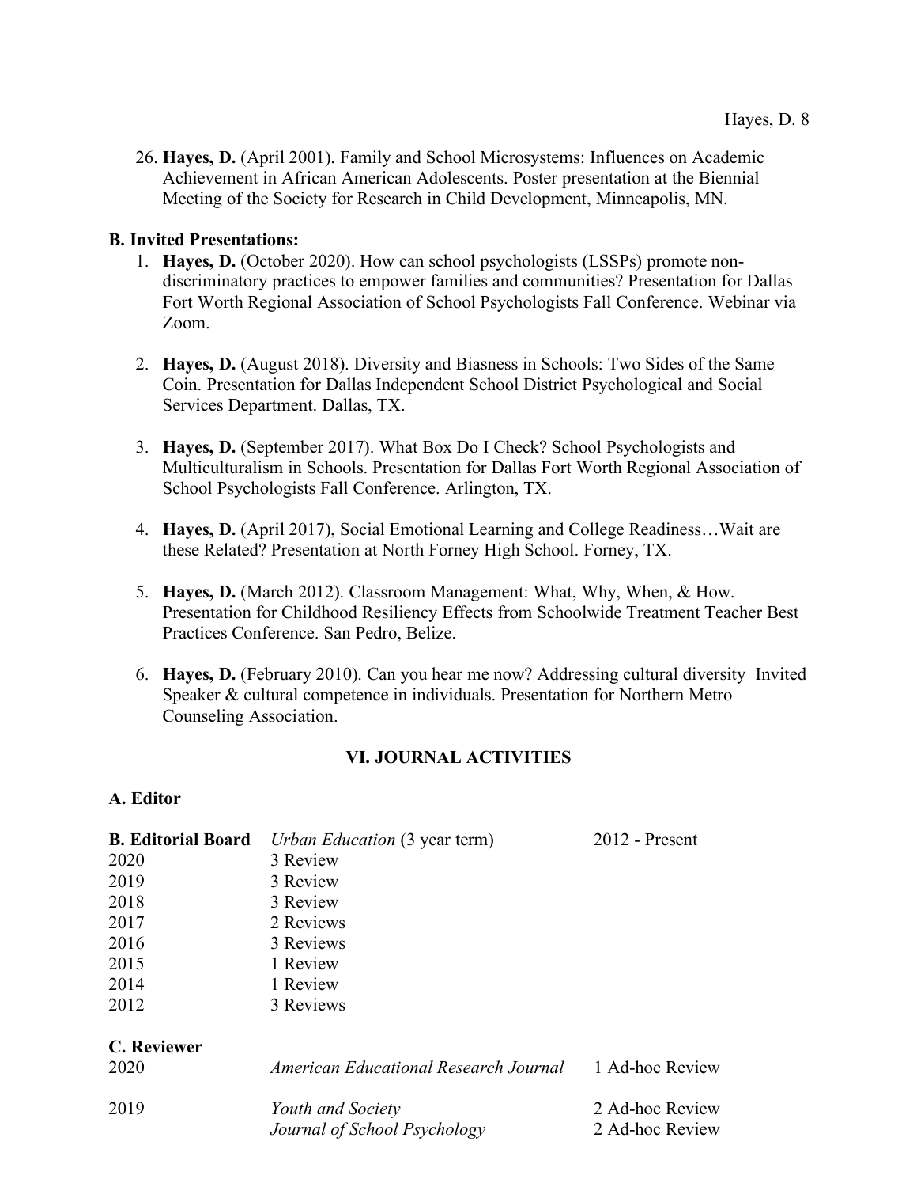26. **Hayes, D.** (April 2001). Family and School Microsystems: Influences on Academic Achievement in African American Adolescents. Poster presentation at the Biennial Meeting of the Society for Research in Child Development, Minneapolis, MN.

**B. Invited Presentations:**

1. **Hayes, D.** (October 2020). How can school psychologists (LSSPs) promote non-discriminatory practices to empower families and communities? Presentation for Dallas Fort Worth Regional Association of School Psychologists Fall Conference. Webinar via Zoom.

2. **Hayes, D.** (August 2018). Diversity and Biasness in Schools: Two Sides of the Same Coin. Presentation for Dallas Independent School District Psychological and Social Services Department. Dallas, TX.

3. **Hayes, D.** (September 2017). What Box Do I Check? School Psychologists and Multiculturalism in Schools. Presentation for Dallas Fort Worth Regional Association of School Psychologists Fall Conference. Arlington, TX.

4. **Hayes, D.** (April 2017), Social Emotional Learning and College Readiness…Wait are these Related? Presentation at North Forney High School. Forney, TX.

5. **Hayes, D.** (March 2012). Classroom Management: What, Why, When, & How. Presentation for Childhood Resiliency Effects from Schoolwide Treatment Teacher Best Practices Conference. San Pedro, Belize.

6. **Hayes, D.** (February 2010). Can you hear me now? Addressing cultural diversity Invited Speaker & cultural competence in individuals. Presentation for Northern Metro Counseling Association.

## VI. JOURNAL ACTIVITIES

**A. Editor**

| **B. Editorial Board** | *Urban Education* (3 year term) | 2012 - Present |
|---|---|---|
| 2020 | 3 Review | |
| 2019 | 3 Review | |
| 2018 | 3 Review | |
| 2017 | 2 Reviews | |
| 2016 | 3 Reviews | |
| 2015 | 1 Review | |
| 2014 | 1 Review | |
| 2012 | 3 Reviews | |

**C. Reviewer**

| | | |
|---|---|---|
| 2020 | *American Educational Research Journal* | 1 Ad-hoc Review |
| 2019 | *Youth and Society* | 2 Ad-hoc Review |
| | *Journal of School Psychology* | 2 Ad-hoc Review |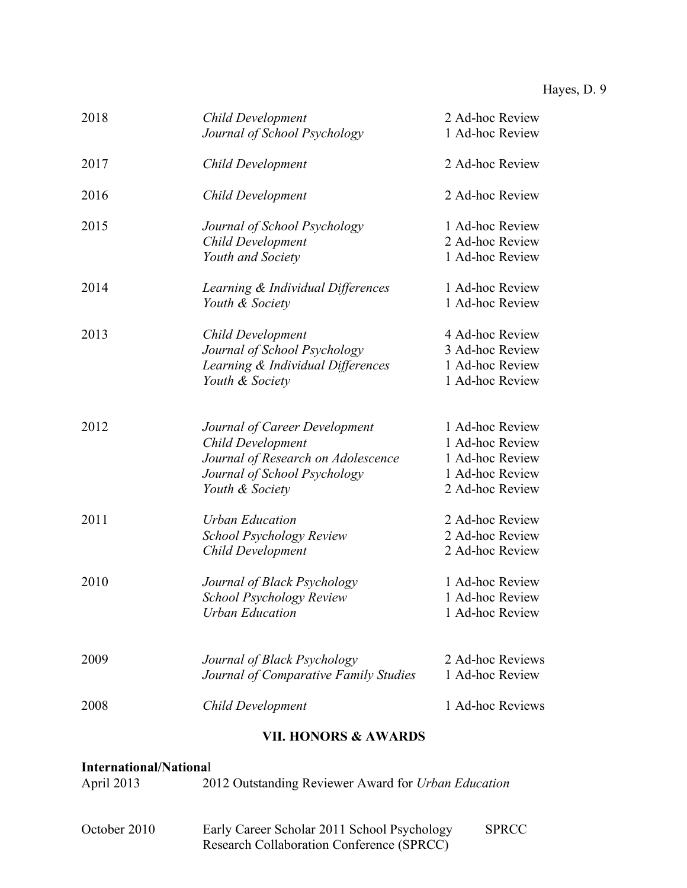| | | |
|---|---|---|
| 2018 | *Child Development* | 2 Ad-hoc Review |
| | *Journal of School Psychology* | 1 Ad-hoc Review |
| 2017 | *Child Development* | 2 Ad-hoc Review |
| 2016 | *Child Development* | 2 Ad-hoc Review |
| 2015 | *Journal of School Psychology* | 1 Ad-hoc Review |
| | *Child Development* | 2 Ad-hoc Review |
| | *Youth and Society* | 1 Ad-hoc Review |
| 2014 | *Learning & Individual Differences* | 1 Ad-hoc Review |
| | *Youth & Society* | 1 Ad-hoc Review |
| 2013 | *Child Development* | 4 Ad-hoc Review |
| | *Journal of School Psychology* | 3 Ad-hoc Review |
| | *Learning & Individual Differences* | 1 Ad-hoc Review |
| | *Youth & Society* | 1 Ad-hoc Review |
| 2012 | *Journal of Career Development* | 1 Ad-hoc Review |
| | *Child Development* | 1 Ad-hoc Review |
| | *Journal of Research on Adolescence* | 1 Ad-hoc Review |
| | *Journal of School Psychology* | 1 Ad-hoc Review |
| | *Youth & Society* | 2 Ad-hoc Review |
| 2011 | *Urban Education* | 2 Ad-hoc Review |
| | *School Psychology Review* | 2 Ad-hoc Review |
| | *Child Development* | 2 Ad-hoc Review |
| 2010 | *Journal of Black Psychology* | 1 Ad-hoc Review |
| | *School Psychology Review* | 1 Ad-hoc Review |
| | *Urban Education* | 1 Ad-hoc Review |
| 2009 | *Journal of Black Psychology* | 2 Ad-hoc Reviews |
| | *Journal of Comparative Family Studies* | 1 Ad-hoc Review |
| 2008 | *Child Development* | 1 Ad-hoc Reviews |

## VII. HONORS & AWARDS

**International/National**

April 2013 — 2012 Outstanding Reviewer Award for *Urban Education*

October 2010 — Early Career Scholar 2011 School Psychology Research Collaboration Conference (SPRCC) — SPRCC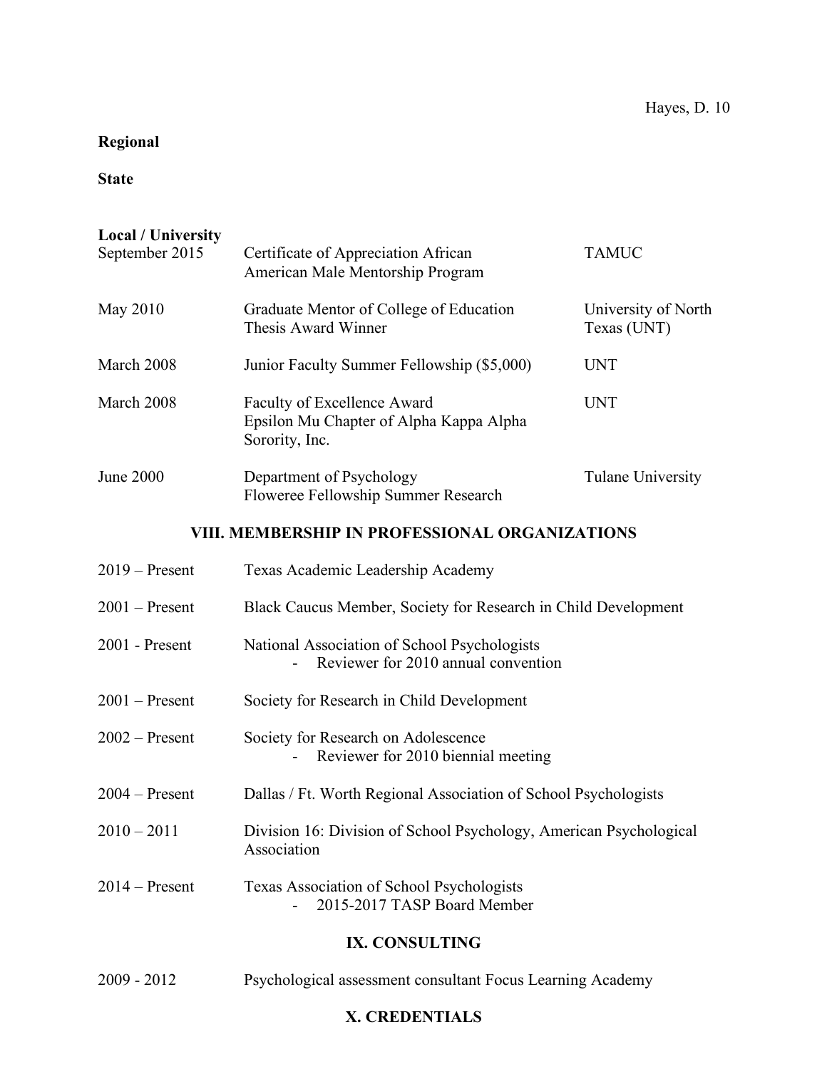**Regional**

**State**

**Local / University**

| | | |
|---|---|---|
| September 2015 | Certificate of Appreciation African American Male Mentorship Program | TAMUC |
| May 2010 | Graduate Mentor of College of Education Thesis Award Winner | University of North Texas (UNT) |
| March 2008 | Junior Faculty Summer Fellowship ($5,000) | UNT |
| March 2008 | Faculty of Excellence Award Epsilon Mu Chapter of Alpha Kappa Alpha Sorority, Inc. | UNT |
| June 2000 | Department of Psychology Floweree Fellowship Summer Research | Tulane University |

## VIII. MEMBERSHIP IN PROFESSIONAL ORGANIZATIONS

2019 – Present Texas Academic Leadership Academy

2001 – Present Black Caucus Member, Society for Research in Child Development

2001 - Present National Association of School Psychologists
- Reviewer for 2010 annual convention

2001 – Present Society for Research in Child Development

2002 – Present Society for Research on Adolescence
- Reviewer for 2010 biennial meeting

2004 – Present Dallas / Ft. Worth Regional Association of School Psychologists

2010 – 2011 Division 16: Division of School Psychology, American Psychological Association

2014 – Present Texas Association of School Psychologists
- 2015-2017 TASP Board Member

## IX. CONSULTING

2009 - 2012 Psychological assessment consultant Focus Learning Academy

## X. CREDENTIALS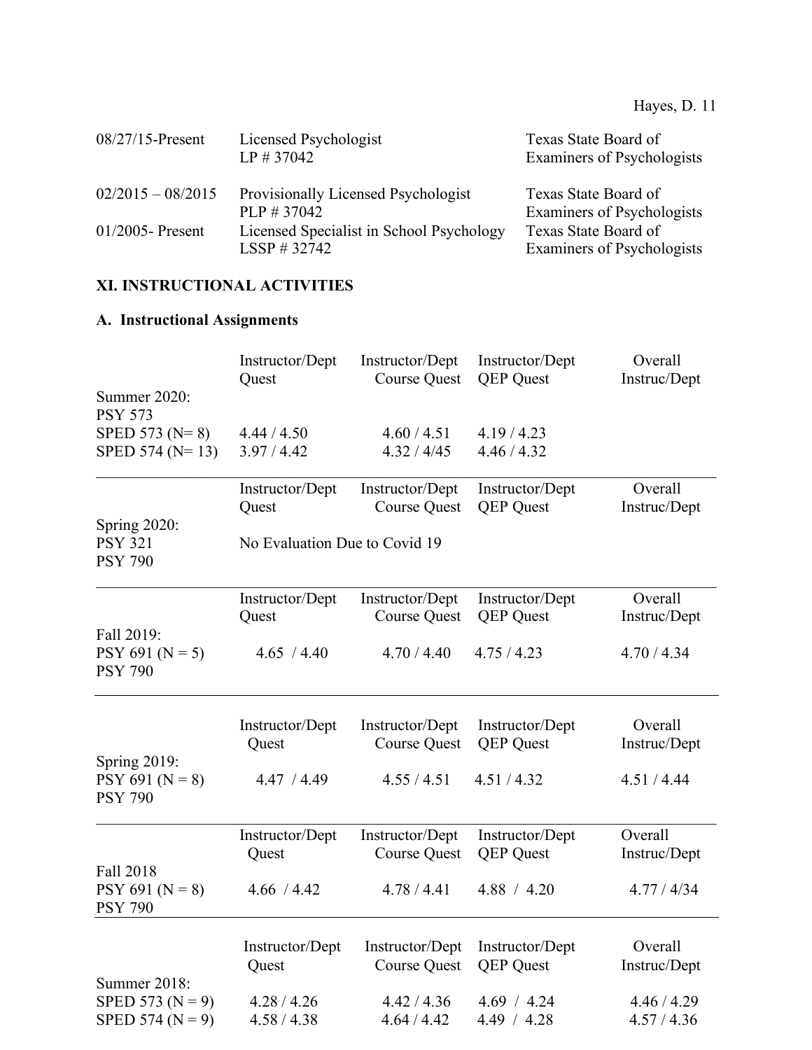| | | |
|---|---|---|
| 08/27/15-Present | Licensed Psychologist<br>LP # 37042 | Texas State Board of Examiners of Psychologists |
| 02/2015 – 08/2015 | Provisionally Licensed Psychologist<br>PLP # 37042 | Texas State Board of Examiners of Psychologists |
| 01/2005- Present | Licensed Specialist in School Psychology<br>LSSP # 32742 | Texas State Board of Examiners of Psychologists |

## XI. INSTRUCTIONAL ACTIVITIES

### A. Instructional Assignments

| | Instructor/Dept Quest | Instructor/Dept Course Quest | Instructor/Dept QEP Quest | Overall Instruc/Dept |
|---|---|---|---|---|
| Summer 2020: | | | | |
| PSY 573 | | | | |
| SPED 573 (N= 8) | 4.44 / 4.50 | 4.60 / 4.51 | 4.19 / 4.23 | |
| SPED 574 (N= 13) | 3.97 / 4.42 | 4.32 / 4/45 | 4.46 / 4.32 | |

| | Instructor/Dept Quest | Instructor/Dept Course Quest | Instructor/Dept QEP Quest | Overall Instruc/Dept |
|---|---|---|---|---|
| Spring 2020: | | | | |
| PSY 321 | No Evaluation Due to Covid 19 | | | |
| PSY 790 | | | | |

| | Instructor/Dept Quest | Instructor/Dept Course Quest | Instructor/Dept QEP Quest | Overall Instruc/Dept |
|---|---|---|---|---|
| Fall 2019: | | | | |
| PSY 691 (N = 5) | 4.65 / 4.40 | 4.70 / 4.40 | 4.75 / 4.23 | 4.70 / 4.34 |
| PSY 790 | | | | |

| | Instructor/Dept Quest | Instructor/Dept Course Quest | Instructor/Dept QEP Quest | Overall Instruc/Dept |
|---|---|---|---|---|
| Spring 2019: | | | | |
| PSY 691 (N = 8) | 4.47 / 4.49 | 4.55 / 4.51 | 4.51 / 4.32 | 4.51 / 4.44 |
| PSY 790 | | | | |

| | Instructor/Dept Quest | Instructor/Dept Course Quest | Instructor/Dept QEP Quest | Overall Instruc/Dept |
|---|---|---|---|---|
| Fall 2018 | | | | |
| PSY 691 (N = 8) | 4.66 / 4.42 | 4.78 / 4.41 | 4.88 / 4.20 | 4.77 / 4/34 |
| PSY 790 | | | | |

| | Instructor/Dept Quest | Instructor/Dept Course Quest | Instructor/Dept QEP Quest | Overall Instruc/Dept |
|---|---|---|---|---|
| Summer 2018: | | | | |
| SPED 573 (N = 9) | 4.28 / 4.26 | 4.42 / 4.36 | 4.69 / 4.24 | 4.46 / 4.29 |
| SPED 574 (N = 9) | 4.58 / 4.38 | 4.64 / 4.42 | 4.49 / 4.28 | 4.57 / 4.36 |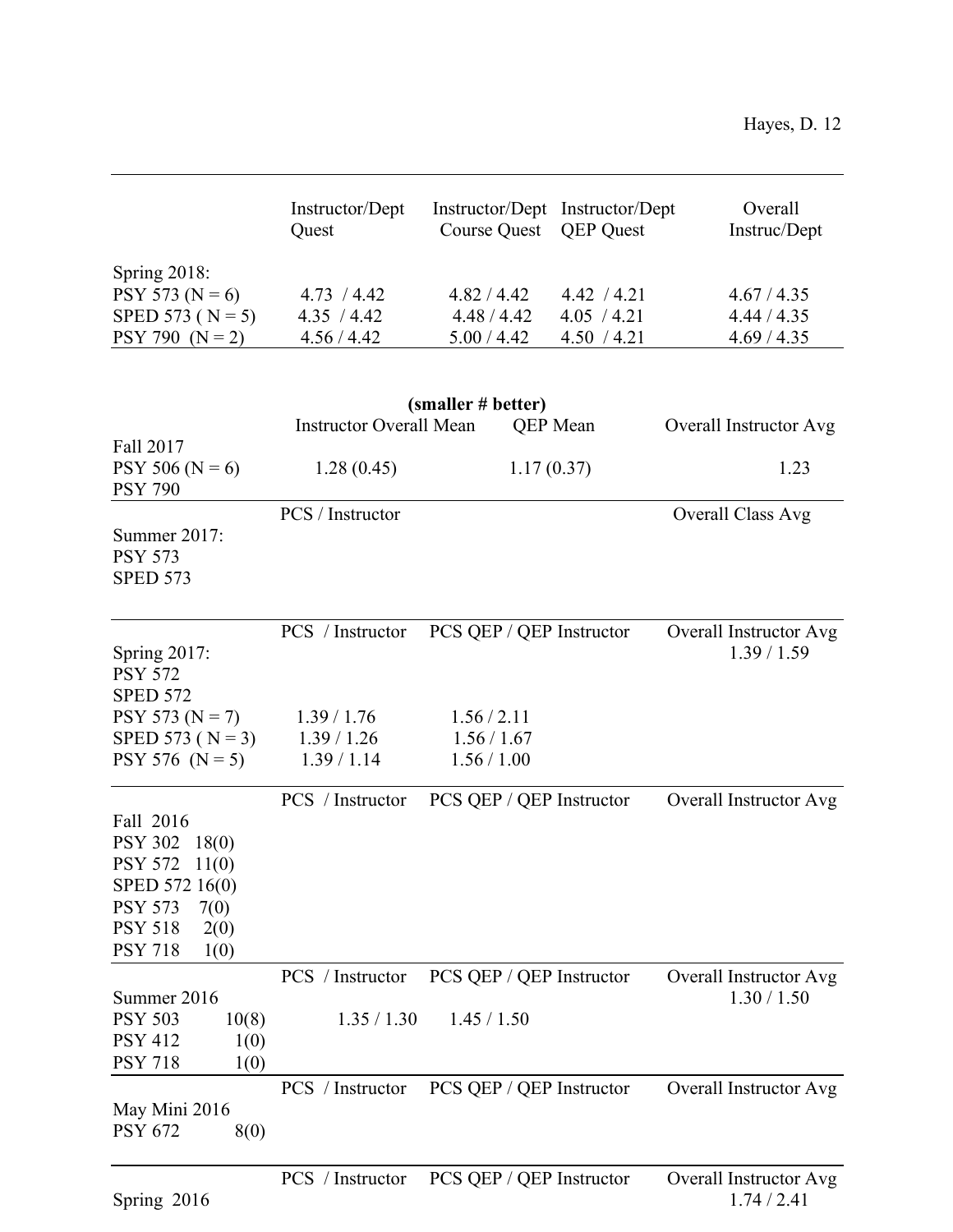| | Instructor/Dept Quest | Instructor/Dept Course Quest | Instructor/Dept QEP Quest | Overall Instruc/Dept |
|---|---|---|---|---|
| Spring 2018: | | | | |
| PSY 573 (N = 6) | 4.73 / 4.42 | 4.82 / 4.42 | 4.42 / 4.21 | 4.67 / 4.35 |
| SPED 573 ( N = 5) | 4.35 / 4.42 | 4.48 / 4.42 | 4.05 / 4.21 | 4.44 / 4.35 |
| PSY 790 (N = 2) | 4.56 / 4.42 | 5.00 / 4.42 | 4.50 / 4.21 | 4.69 / 4.35 |

**(smaller # better)**

| | Instructor Overall Mean | QEP Mean | Overall Instructor Avg |
|---|---|---|---|
| Fall 2017 | | | |
| PSY 506 (N = 6) | 1.28 (0.45) | 1.17 (0.37) | 1.23 |
| PSY 790 | | | |

| | PCS / Instructor | | Overall Class Avg |
|---|---|---|---|
| Summer 2017: | | | |
| PSY 573 | | | |
| SPED 573 | | | |

| | PCS / Instructor | PCS QEP / QEP Instructor | Overall Instructor Avg |
|---|---|---|---|
| Spring 2017: | | | 1.39 / 1.59 |
| PSY 572 | | | |
| SPED 572 | | | |
| PSY 573 (N = 7) | 1.39 / 1.76 | 1.56 / 2.11 | |
| SPED 573 ( N = 3) | 1.39 / 1.26 | 1.56 / 1.67 | |
| PSY 576 (N = 5) | 1.39 / 1.14 | 1.56 / 1.00 | |

| | PCS / Instructor | PCS QEP / QEP Instructor | Overall Instructor Avg |
|---|---|---|---|
| Fall 2016 | | | |
| PSY 302 18(0) | | | |
| PSY 572 11(0) | | | |
| SPED 572 16(0) | | | |
| PSY 573 7(0) | | | |
| PSY 518 2(0) | | | |
| PSY 718 1(0) | | | |

| | PCS / Instructor | PCS QEP / QEP Instructor | Overall Instructor Avg |
|---|---|---|---|
| Summer 2016 | | | 1.30 / 1.50 |
| PSY 503 10(8) | 1.35 / 1.30 | 1.45 / 1.50 | |
| PSY 412 1(0) | | | |
| PSY 718 1(0) | | | |

| | PCS / Instructor | PCS QEP / QEP Instructor | Overall Instructor Avg |
|---|---|---|---|
| May Mini 2016 | | | |
| PSY 672 8(0) | | | |

| | PCS / Instructor | PCS QEP / QEP Instructor | Overall Instructor Avg |
|---|---|---|---|
| Spring 2016 | | | 1.74 / 2.41 |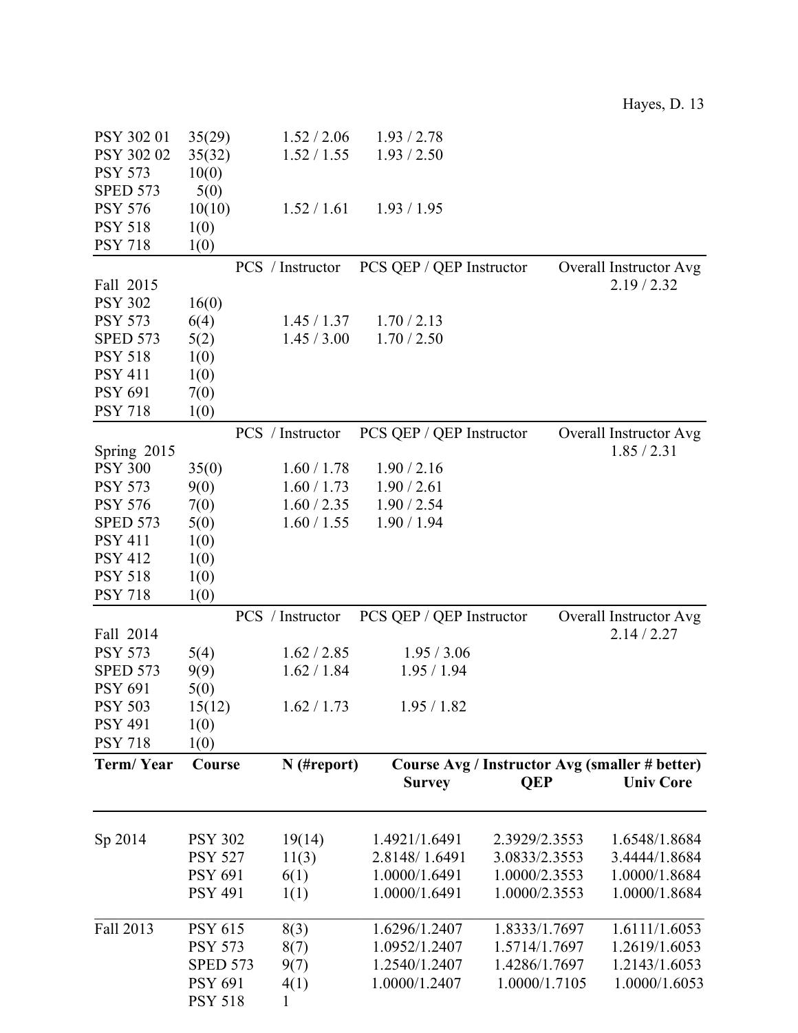| Course | N (#report) | PCS / Instructor | PCS QEP / QEP Instructor | Overall Instructor Avg |
|---|---|---|---|---|
| PSY 302 01 | 35(29) | 1.52 / 2.06 | 1.93 / 2.78 | |
| PSY 302 02 | 35(32) | 1.52 / 1.55 | 1.93 / 2.50 | |
| PSY 573 | 10(0) | | | |
| SPED 573 | 5(0) | | | |
| PSY 576 | 10(10) | 1.52 / 1.61 | 1.93 / 1.95 | |
| PSY 518 | 1(0) | | | |
| PSY 718 | 1(0) | | | |

| Term / Course | N (#report) | PCS / Instructor | PCS QEP / QEP Instructor | Overall Instructor Avg |
|---|---|---|---|---|
| Fall 2015 | | | | 2.19 / 2.32 |
| PSY 302 | 16(0) | | | |
| PSY 573 | 6(4) | 1.45 / 1.37 | 1.70 / 2.13 | |
| SPED 573 | 5(2) | 1.45 / 3.00 | 1.70 / 2.50 | |
| PSY 518 | 1(0) | | | |
| PSY 411 | 1(0) | | | |
| PSY 691 | 7(0) | | | |
| PSY 718 | 1(0) | | | |

| Term / Course | N (#report) | PCS / Instructor | PCS QEP / QEP Instructor | Overall Instructor Avg |
|---|---|---|---|---|
| Spring 2015 | | | | 1.85 / 2.31 |
| PSY 300 | 35(0) | 1.60 / 1.78 | 1.90 / 2.16 | |
| PSY 573 | 9(0) | 1.60 / 1.73 | 1.90 / 2.61 | |
| PSY 576 | 7(0) | 1.60 / 2.35 | 1.90 / 2.54 | |
| SPED 573 | 5(0) | 1.60 / 1.55 | 1.90 / 1.94 | |
| PSY 411 | 1(0) | | | |
| PSY 412 | 1(0) | | | |
| PSY 518 | 1(0) | | | |
| PSY 718 | 1(0) | | | |

| Term / Course | N (#report) | PCS / Instructor | PCS QEP / QEP Instructor | Overall Instructor Avg |
|---|---|---|---|---|
| Fall 2014 | | | | 2.14 / 2.27 |
| PSY 573 | 5(4) | 1.62 / 2.85 | 1.95 / 3.06 | |
| SPED 573 | 9(9) | 1.62 / 1.84 | 1.95 / 1.94 | |
| PSY 691 | 5(0) | | | |
| PSY 503 | 15(12) | 1.62 / 1.73 | 1.95 / 1.82 | |
| PSY 491 | 1(0) | | | |
| PSY 718 | 1(0) | | | |

| Term/ Year | Course | N (#report) | Course Avg / Instructor Avg (smaller # better) Survey | QEP | Univ Core |
|---|---|---|---|---|---|
| Sp 2014 | PSY 302 | 19(14) | 1.4921/1.6491 | 2.3929/2.3553 | 1.6548/1.8684 |
| | PSY 527 | 11(3) | 2.8148/ 1.6491 | 3.0833/2.3553 | 3.4444/1.8684 |
| | PSY 691 | 6(1) | 1.0000/1.6491 | 1.0000/2.3553 | 1.0000/1.8684 |
| | PSY 491 | 1(1) | 1.0000/1.6491 | 1.0000/2.3553 | 1.0000/1.8684 |
| Fall 2013 | PSY 615 | 8(3) | 1.6296/1.2407 | 1.8333/1.7697 | 1.6111/1.6053 |
| | PSY 573 | 8(7) | 1.0952/1.2407 | 1.5714/1.7697 | 1.2619/1.6053 |
| | SPED 573 | 9(7) | 1.2540/1.2407 | 1.4286/1.7697 | 1.2143/1.6053 |
| | PSY 691 | 4(1) | 1.0000/1.2407 | 1.0000/1.7105 | 1.0000/1.6053 |
| | PSY 518 | 1 | | | |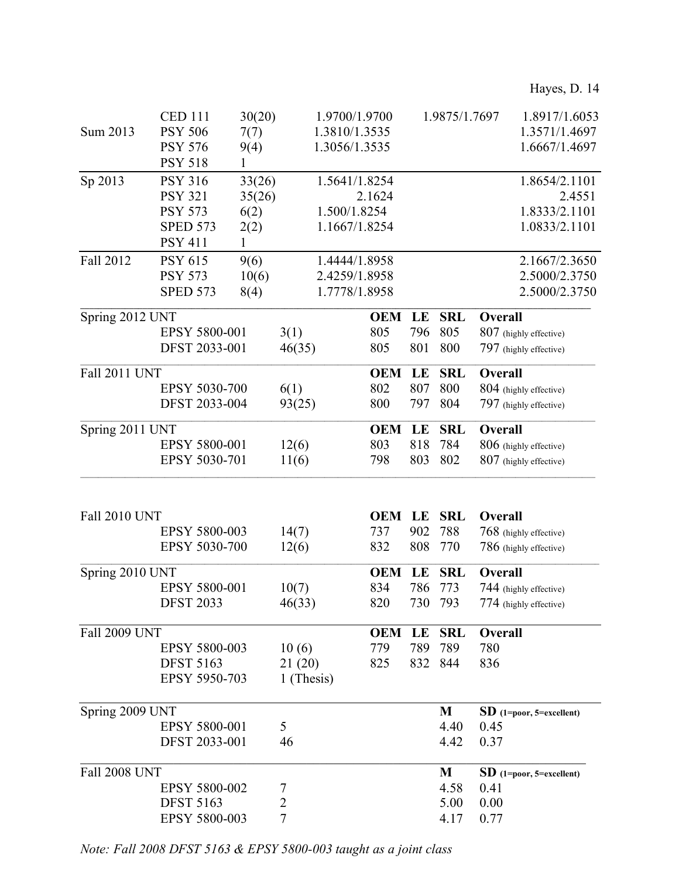| Term | Course | N | | | |
|---|---|---|---|---|---|
| | CED 111 | 30(20) | 1.9700/1.9700 | 1.9875/1.7697 | 1.8917/1.6053 |
| Sum 2013 | PSY 506 | 7(7) | 1.3810/1.3535 | | 1.3571/1.4697 |
| | PSY 576 | 9(4) | 1.3056/1.3535 | | 1.6667/1.4697 |
| | PSY 518 | 1 | | | |
| Sp 2013 | PSY 316 | 33(26) | 1.5641/1.8254 | | 1.8654/2.1101 |
| | PSY 321 | 35(26) | 2.1624 | | 2.4551 |
| | PSY 573 | 6(2) | 1.500/1.8254 | | 1.8333/2.1101 |
| | SPED 573 | 2(2) | 1.1667/1.8254 | | 1.0833/2.1101 |
| | PSY 411 | 1 | | | |
| Fall 2012 | PSY 615 | 9(6) | 1.4444/1.8958 | | 2.1667/2.3650 |
| | PSY 573 | 10(6) | 2.4259/1.8958 | | 2.5000/2.3750 |
| | SPED 573 | 8(4) | 1.7778/1.8958 | | 2.5000/2.3750 |

| Term | Course | N | OEM | LE | SRL | Overall |
|---|---|---|---|---|---|---|
| Spring 2012 UNT | | | **OEM** | **LE** | **SRL** | **Overall** |
| | EPSY 5800-001 | 3(1) | 805 | 796 | 805 | 807 (highly effective) |
| | DFST 2033-001 | 46(35) | 805 | 801 | 800 | 797 (highly effective) |
| Fall 2011 UNT | | | **OEM** | **LE** | **SRL** | **Overall** |
| | EPSY 5030-700 | 6(1) | 802 | 807 | 800 | 804 (highly effective) |
| | DFST 2033-004 | 93(25) | 800 | 797 | 804 | 797 (highly effective) |
| Spring 2011 UNT | | | **OEM** | **LE** | **SRL** | **Overall** |
| | EPSY 5800-001 | 12(6) | 803 | 818 | 784 | 806 (highly effective) |
| | EPSY 5030-701 | 11(6) | 798 | 803 | 802 | 807 (highly effective) |
| Fall 2010 UNT | | | **OEM** | **LE** | **SRL** | **Overall** |
| | EPSY 5800-003 | 14(7) | 737 | 902 | 788 | 768 (highly effective) |
| | EPSY 5030-700 | 12(6) | 832 | 808 | 770 | 786 (highly effective) |
| Spring 2010 UNT | | | **OEM** | **LE** | **SRL** | **Overall** |
| | EPSY 5800-001 | 10(7) | 834 | 786 | 773 | 744 (highly effective) |
| | DFST 2033 | 46(33) | 820 | 730 | 793 | 774 (highly effective) |
| Fall 2009 UNT | | | **OEM** | **LE** | **SRL** | **Overall** |
| | EPSY 5800-003 | 10 (6) | 779 | 789 | 789 | 780 |
| | DFST 5163 | 21 (20) | 825 | 832 | 844 | 836 |
| | EPSY 5950-703 | 1 (Thesis) | | | | |

| Term | Course | N | M | SD (1=poor, 5=excellent) |
|---|---|---|---|---|
| Spring 2009 UNT | | | **M** | **SD** (1=poor, 5=excellent) |
| | EPSY 5800-001 | 5 | 4.40 | 0.45 |
| | DFST 2033-001 | 46 | 4.42 | 0.37 |
| Fall 2008 UNT | | | **M** | **SD** (1=poor, 5=excellent) |
| | EPSY 5800-002 | 7 | 4.58 | 0.41 |
| | DFST 5163 | 2 | 5.00 | 0.00 |
| | EPSY 5800-003 | 7 | 4.17 | 0.77 |

*Note: Fall 2008 DFST 5163 & EPSY 5800-003 taught as a joint class*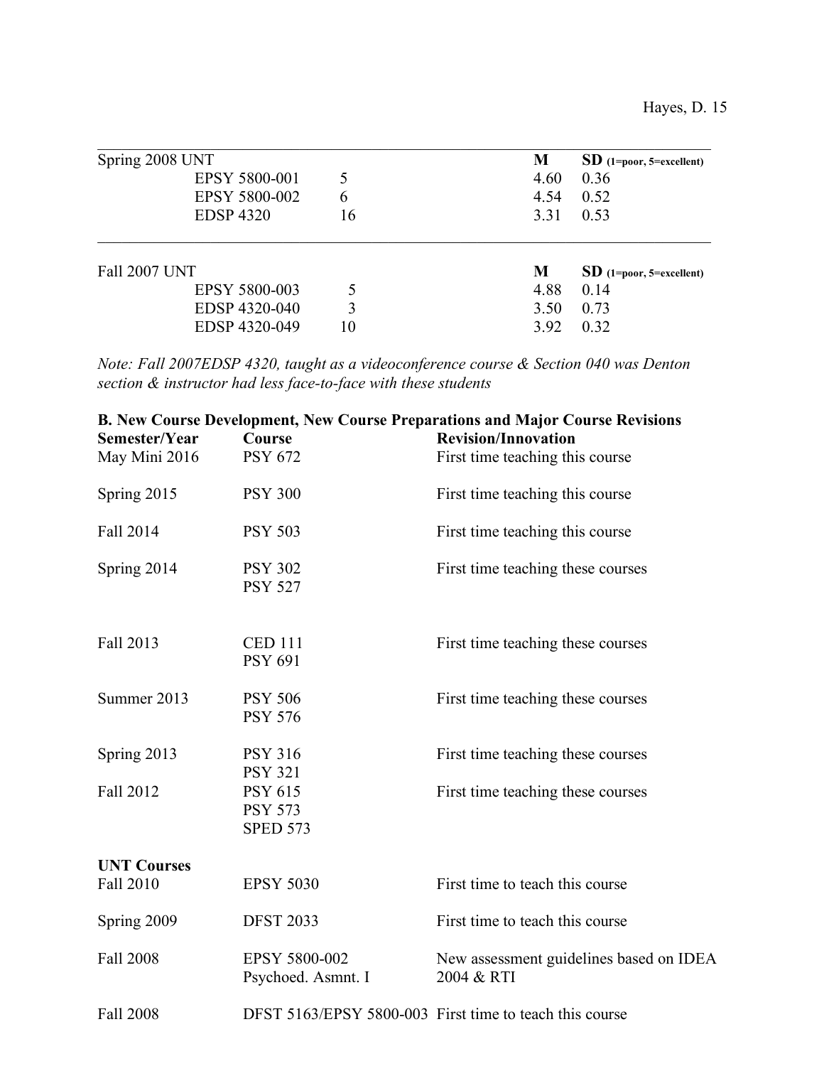| Spring 2008 UNT | | M | SD (1=poor, 5=excellent) |
|---|---|---|---|
| EPSY 5800-001 | 5 | 4.60 | 0.36 |
| EPSY 5800-002 | 6 | 4.54 | 0.52 |
| EDSP 4320 | 16 | 3.31 | 0.53 |

| Fall 2007 UNT | | M | SD (1=poor, 5=excellent) |
|---|---|---|---|
| EPSY 5800-003 | 5 | 4.88 | 0.14 |
| EDSP 4320-040 | 3 | 3.50 | 0.73 |
| EDSP 4320-049 | 10 | 3.92 | 0.32 |

*Note: Fall 2007EDSP 4320, taught as a videoconference course & Section 040 was Denton section & instructor had less face-to-face with these students*

**B. New Course Development, New Course Preparations and Major Course Revisions**

| Semester/Year | Course | Revision/Innovation |
|---|---|---|
| May Mini 2016 | PSY 672 | First time teaching this course |
| Spring 2015 | PSY 300 | First time teaching this course |
| Fall 2014 | PSY 503 | First time teaching this course |
| Spring 2014 | PSY 302<br>PSY 527 | First time teaching these courses |
| Fall 2013 | CED 111<br>PSY 691 | First time teaching these courses |
| Summer 2013 | PSY 506<br>PSY 576 | First time teaching these courses |
| Spring 2013 | PSY 316<br>PSY 321 | First time teaching these courses |
| Fall 2012 | PSY 615<br>PSY 573<br>SPED 573 | First time teaching these courses |
| **UNT Courses** | | |
| Fall 2010 | EPSY 5030 | First time to teach this course |
| Spring 2009 | DFST 2033 | First time to teach this course |
| Fall 2008 | EPSY 5800-002<br>Psychoed. Asmnt. I | New assessment guidelines based on IDEA 2004 & RTI |
| Fall 2008 | DFST 5163/EPSY 5800-003 | First time to teach this course |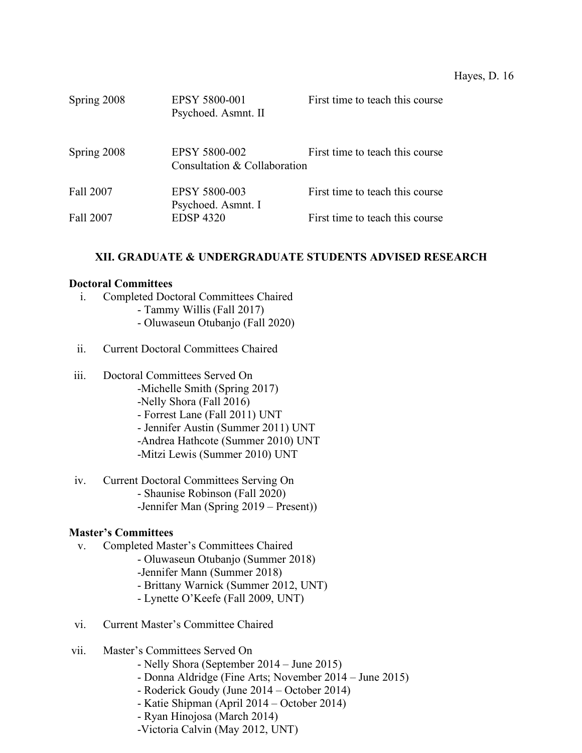| | | |
|---|---|---|
| Spring 2008 | EPSY 5800-001 Psychoed. Asmnt. II | First time to teach this course |
| Spring 2008 | EPSY 5800-002 Consultation & Collaboration | First time to teach this course |
| Fall 2007 | EPSY 5800-003 Psychoed. Asmnt. I | First time to teach this course |
| Fall 2007 | EDSP 4320 | First time to teach this course |

## XII. GRADUATE & UNDERGRADUATE STUDENTS ADVISED RESEARCH

**Doctoral Committees**

i. Completed Doctoral Committees Chaired
   - Tammy Willis (Fall 2017)
   - Oluwaseun Otubanjo (Fall 2020)

ii. Current Doctoral Committees Chaired

iii. Doctoral Committees Served On
   -Michelle Smith (Spring 2017)
   -Nelly Shora (Fall 2016)
   - Forrest Lane (Fall 2011) UNT
   - Jennifer Austin (Summer 2011) UNT
   -Andrea Hathcote (Summer 2010) UNT
   -Mitzi Lewis (Summer 2010) UNT

iv. Current Doctoral Committees Serving On
   - Shaunise Robinson (Fall 2020)
   -Jennifer Man (Spring 2019 – Present))

**Master's Committees**

v. Completed Master's Committees Chaired
   - Oluwaseun Otubanjo (Summer 2018)
   -Jennifer Mann (Summer 2018)
   - Brittany Warnick (Summer 2012, UNT)
   - Lynette O'Keefe (Fall 2009, UNT)

vi. Current Master's Committee Chaired

vii. Master's Committees Served On
   - Nelly Shora (September 2014 – June 2015)
   - Donna Aldridge (Fine Arts; November 2014 – June 2015)
   - Roderick Goudy (June 2014 – October 2014)
   - Katie Shipman (April 2014 – October 2014)
   - Ryan Hinojosa (March 2014)
   -Victoria Calvin (May 2012, UNT)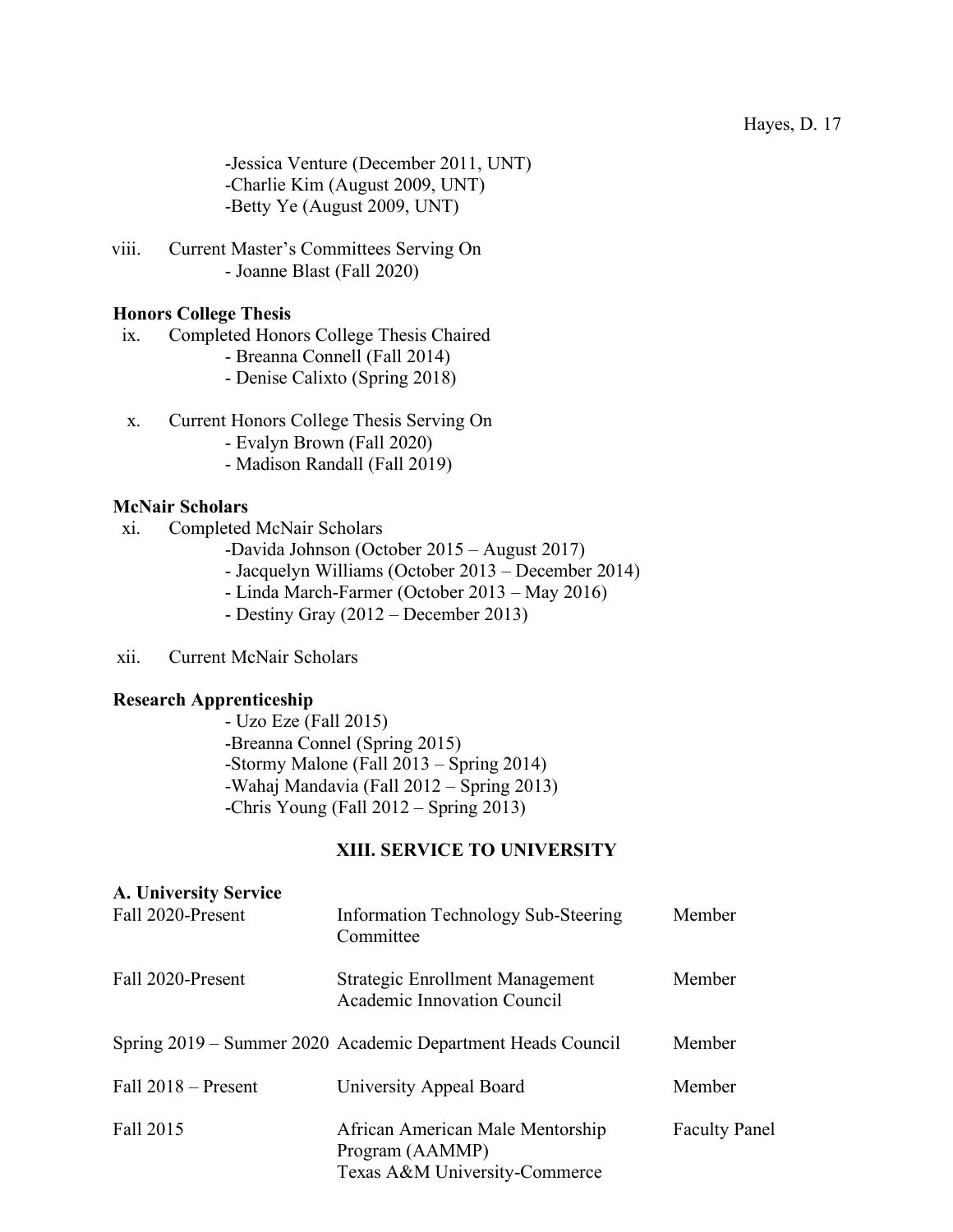-Jessica Venture (December 2011, UNT)
-Charlie Kim (August 2009, UNT)
-Betty Ye (August 2009, UNT)

viii. Current Master's Committees Serving On
- Joanne Blast (Fall 2020)

**Honors College Thesis**

ix. Completed Honors College Thesis Chaired
- Breanna Connell (Fall 2014)
- Denise Calixto (Spring 2018)

x. Current Honors College Thesis Serving On
- Evalyn Brown (Fall 2020)
- Madison Randall (Fall 2019)

**McNair Scholars**

xi. Completed McNair Scholars
-Davida Johnson (October 2015 – August 2017)
- Jacquelyn Williams (October 2013 – December 2014)
- Linda March-Farmer (October 2013 – May 2016)
- Destiny Gray (2012 – December 2013)

xii. Current McNair Scholars

**Research Apprenticeship**

- Uzo Eze (Fall 2015)
-Breanna Connel (Spring 2015)
-Stormy Malone (Fall 2013 – Spring 2014)
-Wahaj Mandavia (Fall 2012 – Spring 2013)
-Chris Young (Fall 2012 – Spring 2013)

## XIII. SERVICE TO UNIVERSITY

**A. University Service**

| | | |
|---|---|---|
| Fall 2020-Present | Information Technology Sub-Steering Committee | Member |
| Fall 2020-Present | Strategic Enrollment Management Academic Innovation Council | Member |
| Spring 2019 – Summer 2020 | Academic Department Heads Council | Member |
| Fall 2018 – Present | University Appeal Board | Member |
| Fall 2015 | African American Male Mentorship Program (AAMMP) Texas A&M University-Commerce | Faculty Panel |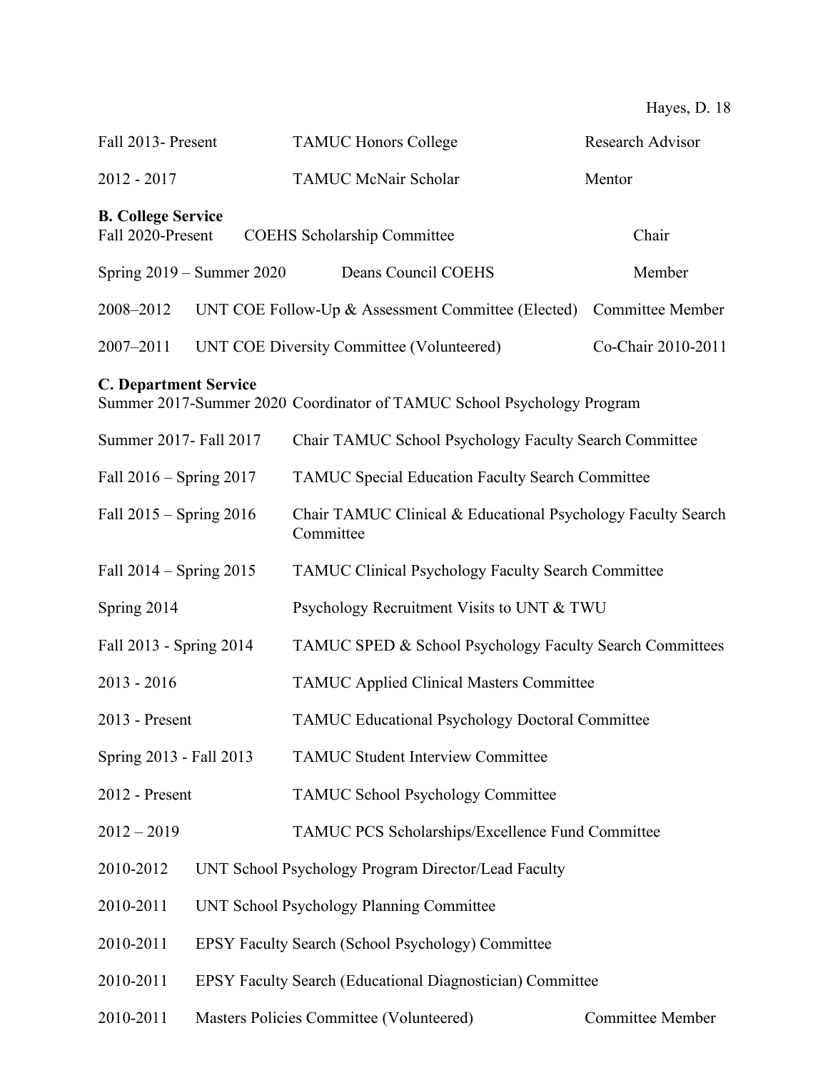| | | |
|---|---|---|
| Fall 2013- Present | TAMUC Honors College | Research Advisor |
| 2012 - 2017 | TAMUC McNair Scholar | Mentor |

**B. College Service**

| | | |
|---|---|---|
| Fall 2020-Present | COEHS Scholarship Committee | Chair |
| Spring 2019 – Summer 2020 | Deans Council COEHS | Member |
| 2008–2012 | UNT COE Follow-Up & Assessment Committee (Elected) | Committee Member |
| 2007–2011 | UNT COE Diversity Committee (Volunteered) | Co-Chair 2010-2011 |

**C. Department Service**

| | |
|---|---|
| Summer 2017-Summer 2020 | Coordinator of TAMUC School Psychology Program |
| Summer 2017- Fall 2017 | Chair TAMUC School Psychology Faculty Search Committee |
| Fall 2016 – Spring 2017 | TAMUC Special Education Faculty Search Committee |
| Fall 2015 – Spring 2016 | Chair TAMUC Clinical & Educational Psychology Faculty Search Committee |
| Fall 2014 – Spring 2015 | TAMUC Clinical Psychology Faculty Search Committee |
| Spring 2014 | Psychology Recruitment Visits to UNT & TWU |
| Fall 2013 - Spring 2014 | TAMUC SPED & School Psychology Faculty Search Committees |
| 2013 - 2016 | TAMUC Applied Clinical Masters Committee |
| 2013 - Present | TAMUC Educational Psychology Doctoral Committee |
| Spring 2013 - Fall 2013 | TAMUC Student Interview Committee |
| 2012 - Present | TAMUC School Psychology Committee |
| 2012 – 2019 | TAMUC PCS Scholarships/Excellence Fund Committee |
| 2010-2012 | UNT School Psychology Program Director/Lead Faculty |
| 2010-2011 | UNT School Psychology Planning Committee |
| 2010-2011 | EPSY Faculty Search (School Psychology) Committee |
| 2010-2011 | EPSY Faculty Search (Educational Diagnostician) Committee |
| 2010-2011 | Masters Policies Committee (Volunteered) — Committee Member |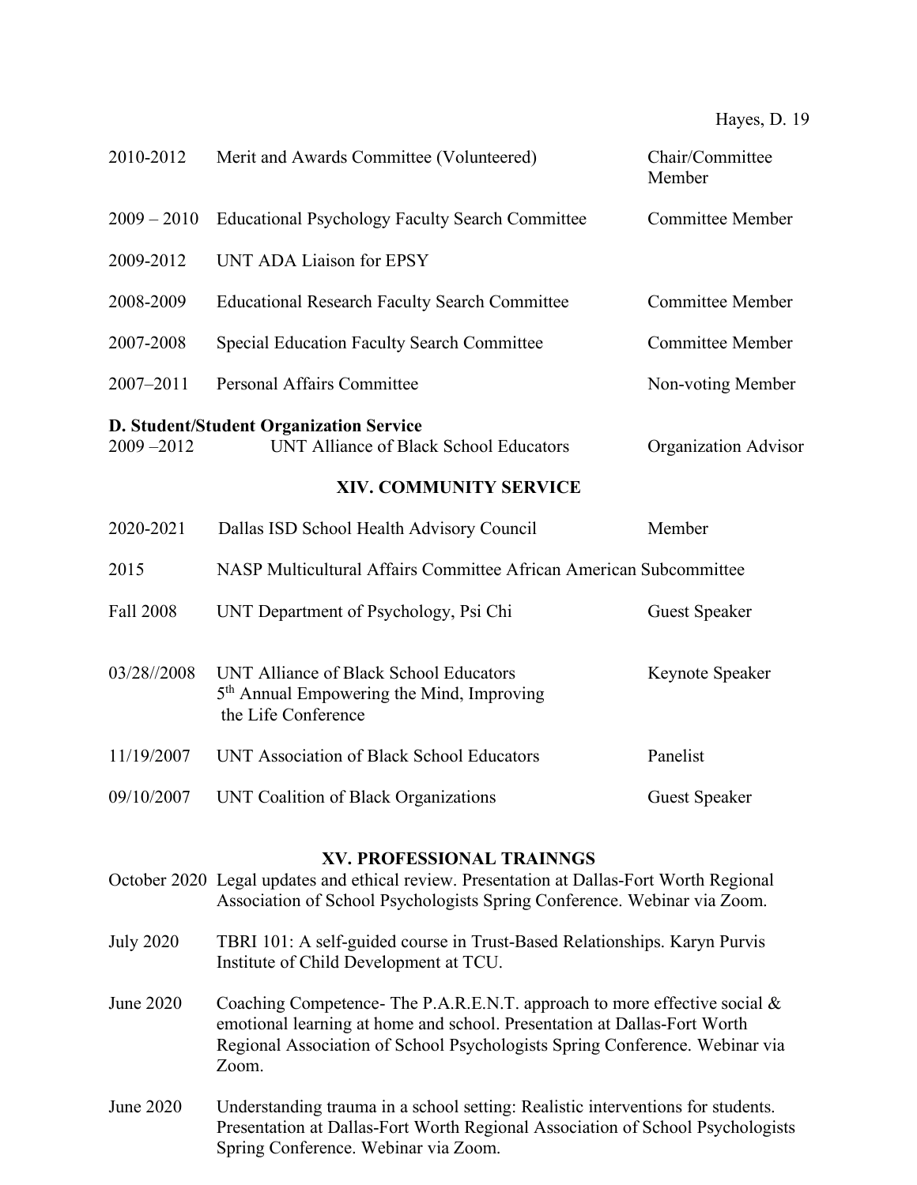| | | |
|---|---|---|
| 2010-2012 | Merit and Awards Committee (Volunteered) | Chair/Committee Member |
| 2009 – 2010 | Educational Psychology Faculty Search Committee | Committee Member |
| 2009-2012 | UNT ADA Liaison for EPSY | |
| 2008-2009 | Educational Research Faculty Search Committee | Committee Member |
| 2007-2008 | Special Education Faculty Search Committee | Committee Member |
| 2007–2011 | Personal Affairs Committee | Non-voting Member |

**D. Student/Student Organization Service**

| | | |
|---|---|---|
| 2009 –2012 | UNT Alliance of Black School Educators | Organization Advisor |

## XIV. COMMUNITY SERVICE

| | | |
|---|---|---|
| 2020-2021 | Dallas ISD School Health Advisory Council | Member |
| 2015 | NASP Multicultural Affairs Committee African American Subcommittee | |
| Fall 2008 | UNT Department of Psychology, Psi Chi | Guest Speaker |
| 03/28//2008 | UNT Alliance of Black School Educators 5th Annual Empowering the Mind, Improving the Life Conference | Keynote Speaker |
| 11/19/2007 | UNT Association of Black School Educators | Panelist |
| 09/10/2007 | UNT Coalition of Black Organizations | Guest Speaker |

## XV. PROFESSIONAL TRAINNGS

October 2020 Legal updates and ethical review. Presentation at Dallas-Fort Worth Regional Association of School Psychologists Spring Conference. Webinar via Zoom.

July 2020 TBRI 101: A self-guided course in Trust-Based Relationships. Karyn Purvis Institute of Child Development at TCU.

June 2020 Coaching Competence- The P.A.R.E.N.T. approach to more effective social & emotional learning at home and school. Presentation at Dallas-Fort Worth Regional Association of School Psychologists Spring Conference. Webinar via Zoom.

June 2020 Understanding trauma in a school setting: Realistic interventions for students. Presentation at Dallas-Fort Worth Regional Association of School Psychologists Spring Conference. Webinar via Zoom.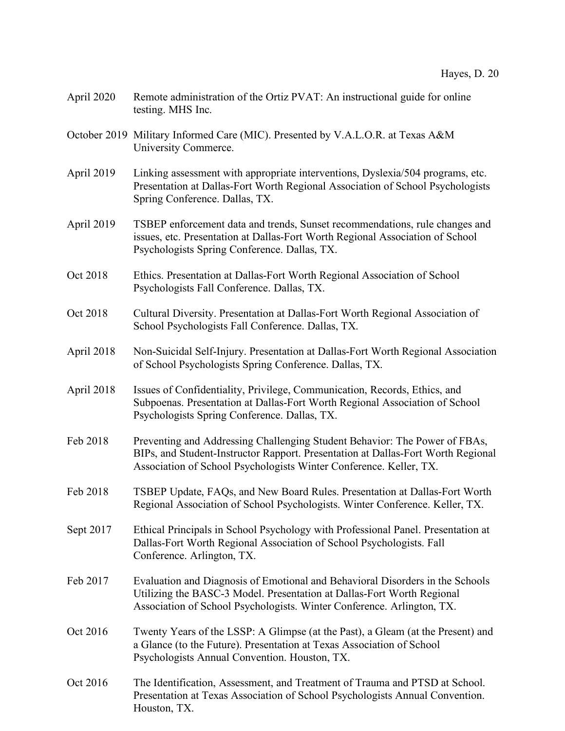April 2020 Remote administration of the Ortiz PVAT: An instructional guide for online testing. MHS Inc.

October 2019 Military Informed Care (MIC). Presented by V.A.L.O.R. at Texas A&M University Commerce.

April 2019 Linking assessment with appropriate interventions, Dyslexia/504 programs, etc. Presentation at Dallas-Fort Worth Regional Association of School Psychologists Spring Conference. Dallas, TX.

April 2019 TSBEP enforcement data and trends, Sunset recommendations, rule changes and issues, etc. Presentation at Dallas-Fort Worth Regional Association of School Psychologists Spring Conference. Dallas, TX.

Oct 2018 Ethics. Presentation at Dallas-Fort Worth Regional Association of School Psychologists Fall Conference. Dallas, TX.

Oct 2018 Cultural Diversity. Presentation at Dallas-Fort Worth Regional Association of School Psychologists Fall Conference. Dallas, TX.

April 2018 Non-Suicidal Self-Injury. Presentation at Dallas-Fort Worth Regional Association of School Psychologists Spring Conference. Dallas, TX.

April 2018 Issues of Confidentiality, Privilege, Communication, Records, Ethics, and Subpoenas. Presentation at Dallas-Fort Worth Regional Association of School Psychologists Spring Conference. Dallas, TX.

Feb 2018 Preventing and Addressing Challenging Student Behavior: The Power of FBAs, BIPs, and Student-Instructor Rapport. Presentation at Dallas-Fort Worth Regional Association of School Psychologists Winter Conference. Keller, TX.

Feb 2018 TSBEP Update, FAQs, and New Board Rules. Presentation at Dallas-Fort Worth Regional Association of School Psychologists. Winter Conference. Keller, TX.

Sept 2017 Ethical Principals in School Psychology with Professional Panel. Presentation at Dallas-Fort Worth Regional Association of School Psychologists. Fall Conference. Arlington, TX.

Feb 2017 Evaluation and Diagnosis of Emotional and Behavioral Disorders in the Schools Utilizing the BASC-3 Model. Presentation at Dallas-Fort Worth Regional Association of School Psychologists. Winter Conference. Arlington, TX.

Oct 2016 Twenty Years of the LSSP: A Glimpse (at the Past), a Gleam (at the Present) and a Glance (to the Future). Presentation at Texas Association of School Psychologists Annual Convention. Houston, TX.

Oct 2016 The Identification, Assessment, and Treatment of Trauma and PTSD at School. Presentation at Texas Association of School Psychologists Annual Convention. Houston, TX.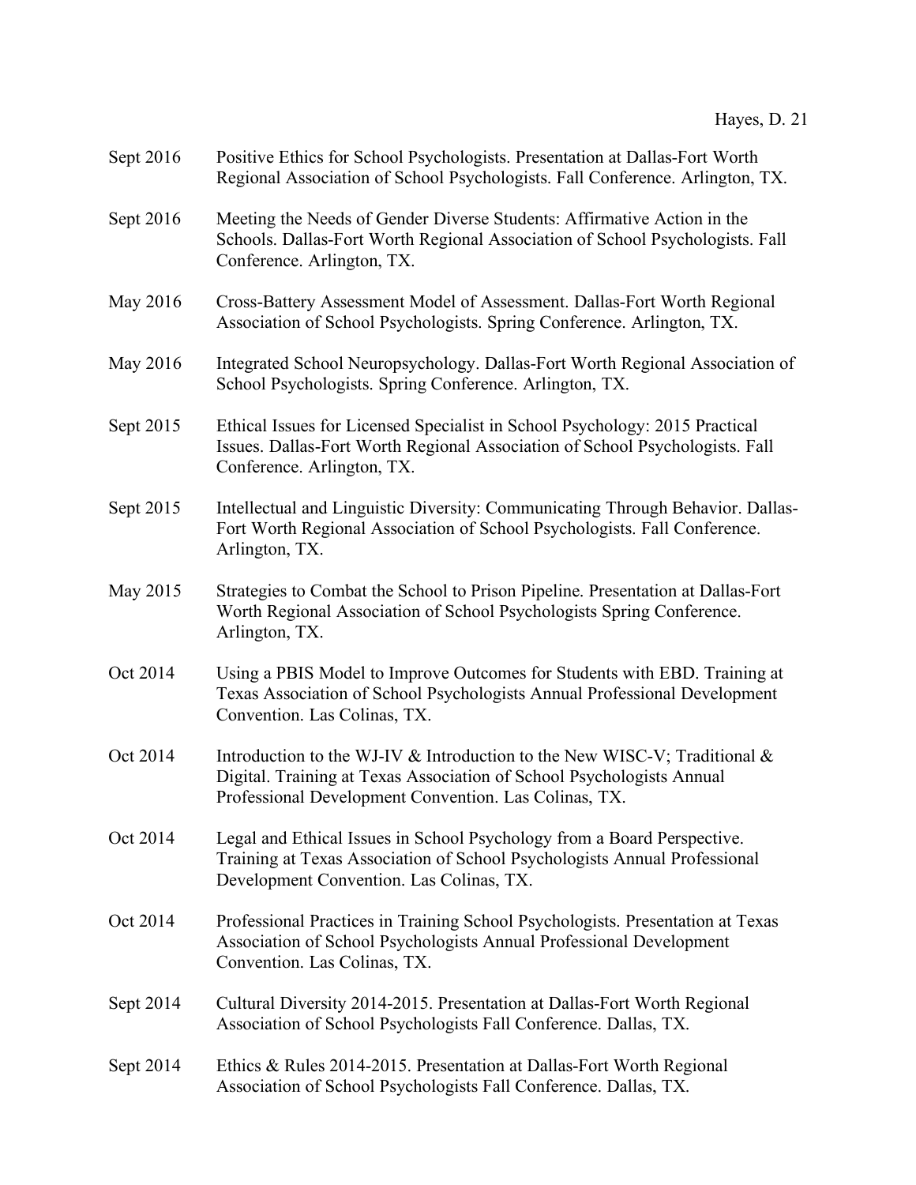Sept 2016 Positive Ethics for School Psychologists. Presentation at Dallas-Fort Worth Regional Association of School Psychologists. Fall Conference. Arlington, TX.

Sept 2016 Meeting the Needs of Gender Diverse Students: Affirmative Action in the Schools. Dallas-Fort Worth Regional Association of School Psychologists. Fall Conference. Arlington, TX.

May 2016 Cross-Battery Assessment Model of Assessment. Dallas-Fort Worth Regional Association of School Psychologists. Spring Conference. Arlington, TX.

May 2016 Integrated School Neuropsychology. Dallas-Fort Worth Regional Association of School Psychologists. Spring Conference. Arlington, TX.

Sept 2015 Ethical Issues for Licensed Specialist in School Psychology: 2015 Practical Issues. Dallas-Fort Worth Regional Association of School Psychologists. Fall Conference. Arlington, TX.

Sept 2015 Intellectual and Linguistic Diversity: Communicating Through Behavior. Dallas-Fort Worth Regional Association of School Psychologists. Fall Conference. Arlington, TX.

May 2015 Strategies to Combat the School to Prison Pipeline. Presentation at Dallas-Fort Worth Regional Association of School Psychologists Spring Conference. Arlington, TX.

Oct 2014 Using a PBIS Model to Improve Outcomes for Students with EBD. Training at Texas Association of School Psychologists Annual Professional Development Convention. Las Colinas, TX.

Oct 2014 Introduction to the WJ-IV & Introduction to the New WISC-V; Traditional & Digital. Training at Texas Association of School Psychologists Annual Professional Development Convention. Las Colinas, TX.

Oct 2014 Legal and Ethical Issues in School Psychology from a Board Perspective. Training at Texas Association of School Psychologists Annual Professional Development Convention. Las Colinas, TX.

Oct 2014 Professional Practices in Training School Psychologists. Presentation at Texas Association of School Psychologists Annual Professional Development Convention. Las Colinas, TX.

Sept 2014 Cultural Diversity 2014-2015. Presentation at Dallas-Fort Worth Regional Association of School Psychologists Fall Conference. Dallas, TX.

Sept 2014 Ethics & Rules 2014-2015. Presentation at Dallas-Fort Worth Regional Association of School Psychologists Fall Conference. Dallas, TX.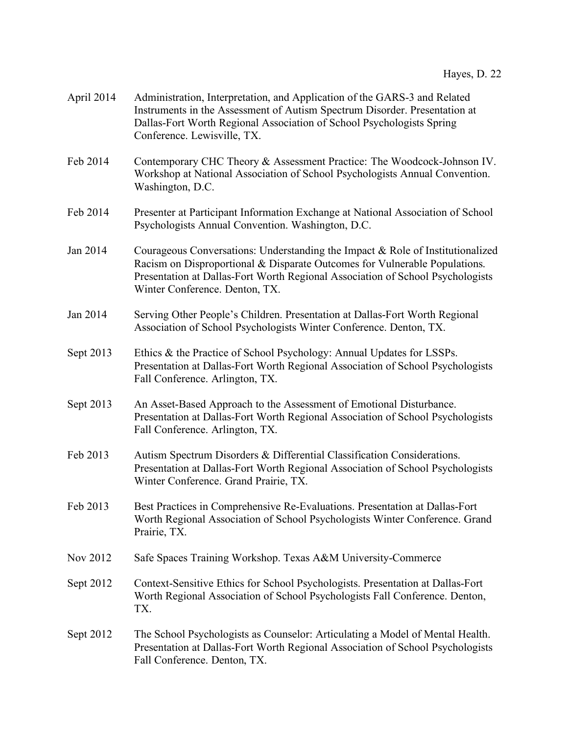April 2014 Administration, Interpretation, and Application of the GARS-3 and Related Instruments in the Assessment of Autism Spectrum Disorder. Presentation at Dallas-Fort Worth Regional Association of School Psychologists Spring Conference. Lewisville, TX.

Feb 2014 Contemporary CHC Theory & Assessment Practice: The Woodcock-Johnson IV. Workshop at National Association of School Psychologists Annual Convention. Washington, D.C.

Feb 2014 Presenter at Participant Information Exchange at National Association of School Psychologists Annual Convention. Washington, D.C.

Jan 2014 Courageous Conversations: Understanding the Impact & Role of Institutionalized Racism on Disproportional & Disparate Outcomes for Vulnerable Populations. Presentation at Dallas-Fort Worth Regional Association of School Psychologists Winter Conference. Denton, TX.

Jan 2014 Serving Other People's Children. Presentation at Dallas-Fort Worth Regional Association of School Psychologists Winter Conference. Denton, TX.

Sept 2013 Ethics & the Practice of School Psychology: Annual Updates for LSSPs. Presentation at Dallas-Fort Worth Regional Association of School Psychologists Fall Conference. Arlington, TX.

Sept 2013 An Asset-Based Approach to the Assessment of Emotional Disturbance. Presentation at Dallas-Fort Worth Regional Association of School Psychologists Fall Conference. Arlington, TX.

Feb 2013 Autism Spectrum Disorders & Differential Classification Considerations. Presentation at Dallas-Fort Worth Regional Association of School Psychologists Winter Conference. Grand Prairie, TX.

Feb 2013 Best Practices in Comprehensive Re-Evaluations. Presentation at Dallas-Fort Worth Regional Association of School Psychologists Winter Conference. Grand Prairie, TX.

Nov 2012 Safe Spaces Training Workshop. Texas A&M University-Commerce

Sept 2012 Context-Sensitive Ethics for School Psychologists. Presentation at Dallas-Fort Worth Regional Association of School Psychologists Fall Conference. Denton, TX.

Sept 2012 The School Psychologists as Counselor: Articulating a Model of Mental Health. Presentation at Dallas-Fort Worth Regional Association of School Psychologists Fall Conference. Denton, TX.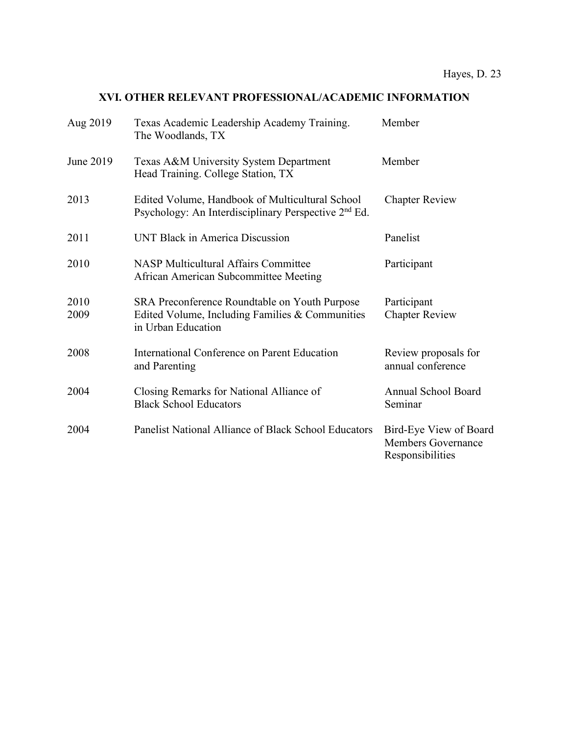## XVI. OTHER RELEVANT PROFESSIONAL/ACADEMIC INFORMATION

| | | |
|---|---|---|
| Aug 2019 | Texas Academic Leadership Academy Training. The Woodlands, TX | Member |
| June 2019 | Texas A&M University System Department Head Training. College Station, TX | Member |
| 2013 | Edited Volume, Handbook of Multicultural School Psychology: An Interdisciplinary Perspective 2nd Ed. | Chapter Review |
| 2011 | UNT Black in America Discussion | Panelist |
| 2010 | NASP Multicultural Affairs Committee African American Subcommittee Meeting | Participant |
| 2010 | SRA Preconference Roundtable on Youth Purpose | Participant |
| 2009 | Edited Volume, Including Families & Communities in Urban Education | Chapter Review |
| 2008 | International Conference on Parent Education and Parenting | Review proposals for annual conference |
| 2004 | Closing Remarks for National Alliance of Black School Educators | Annual School Board Seminar |
| 2004 | Panelist National Alliance of Black School Educators | Bird-Eye View of Board Members Governance Responsibilities |